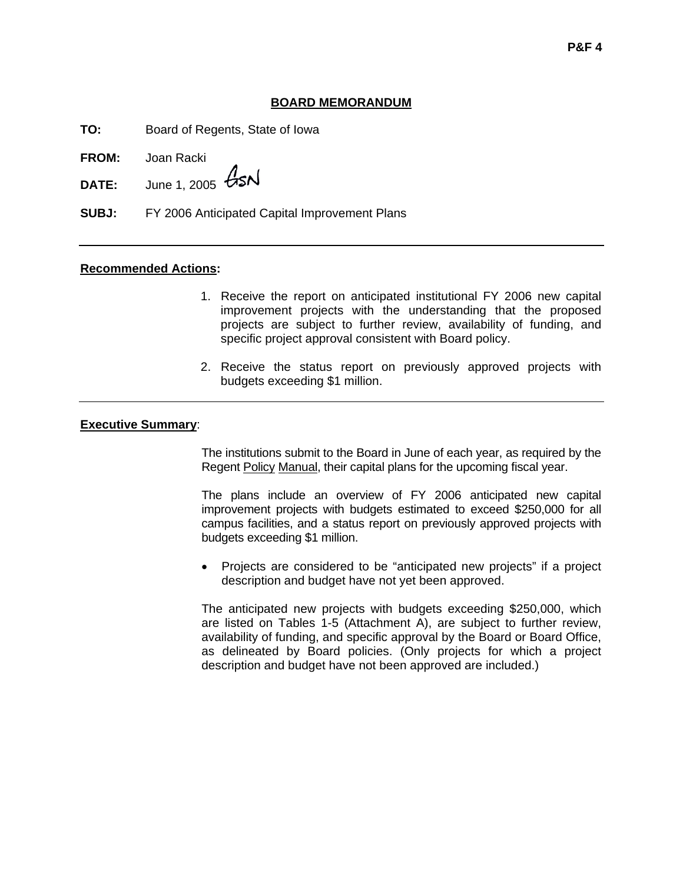P&F 4

## BOARD MEMORANDUM

**TO:** Board of Regents, State of Iowa

**FROM:** Joan Racki

**DATE:** June 1, 2005 GSN

**SUBJ:** FY 2006 Anticipated Capital Improvement Plans

---

**Recommended Actions:**

1. Receive the report on anticipated institutional FY 2006 new capital improvement projects with the understanding that the proposed projects are subject to further review, availability of funding, and specific project approval consistent with Board policy.

2. Receive the status report on previously approved projects with budgets exceeding $1 million.

---

**Executive Summary:**

The institutions submit to the Board in June of each year, as required by the Regent Policy Manual, their capital plans for the upcoming fiscal year.

The plans include an overview of FY 2006 anticipated new capital improvement projects with budgets estimated to exceed $250,000 for all campus facilities, and a status report on previously approved projects with budgets exceeding $1 million.

- Projects are considered to be "anticipated new projects" if a project description and budget have not yet been approved.

The anticipated new projects with budgets exceeding $250,000, which are listed on Tables 1-5 (Attachment A), are subject to further review, availability of funding, and specific approval by the Board or Board Office, as delineated by Board policies. (Only projects for which a project description and budget have not been approved are included.)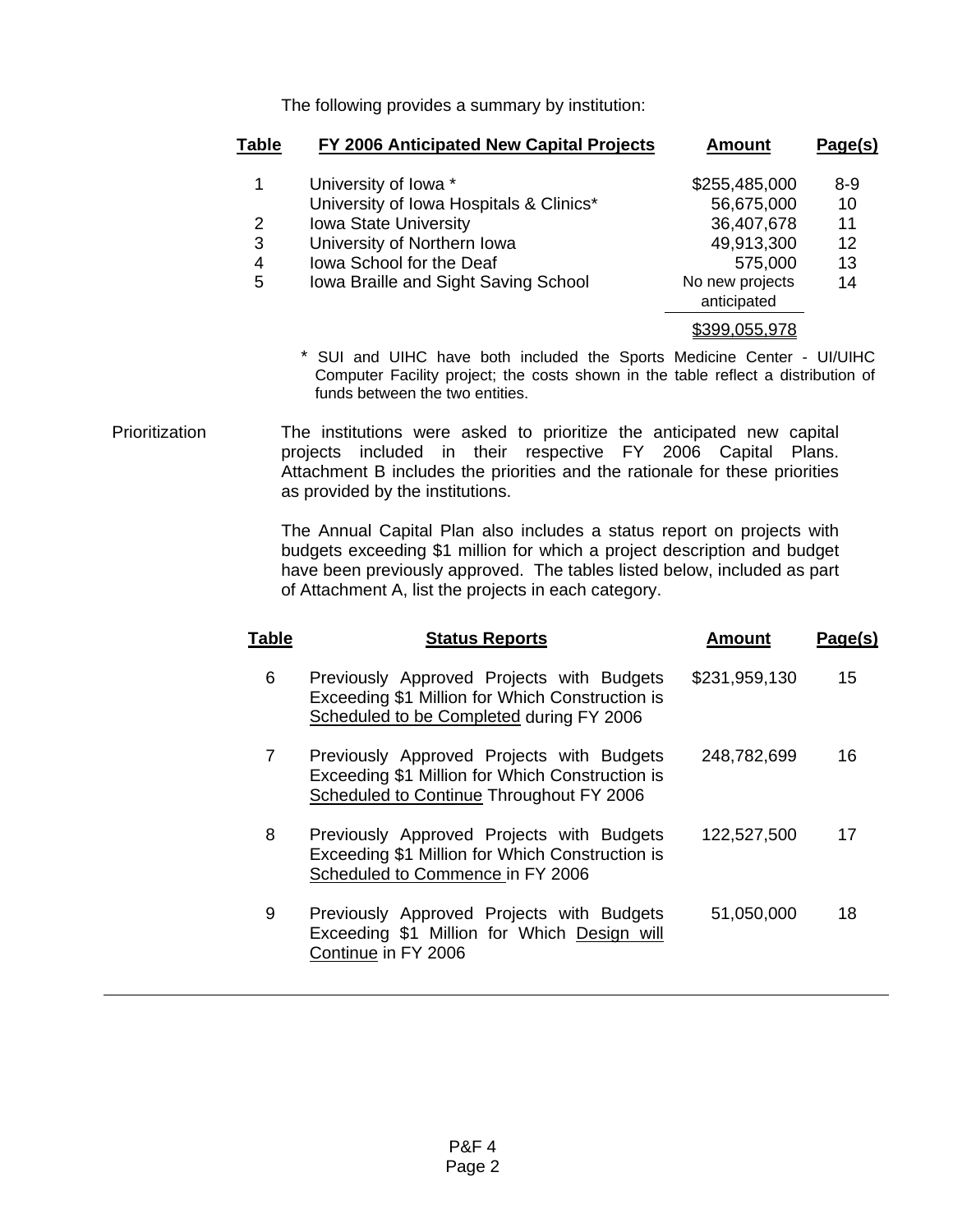The following provides a summary by institution:

| Table | FY 2006 Anticipated New Capital Projects | Amount | Page(s) |
| --- | --- | --- | --- |
| 1 | University of Iowa * | $255,485,000 | 8-9 |
| | University of Iowa Hospitals & Clinics* | 56,675,000 | 10 |
| 2 | Iowa State University | 36,407,678 | 11 |
| 3 | University of Northern Iowa | 49,913,300 | 12 |
| 4 | Iowa School for the Deaf | 575,000 | 13 |
| 5 | Iowa Braille and Sight Saving School | No new projects anticipated | 14 |
| | | $399,055,978 | |

\* SUI and UIHC have both included the Sports Medicine Center - UI/UIHC Computer Facility project; the costs shown in the table reflect a distribution of funds between the two entities.

Prioritization

The institutions were asked to prioritize the anticipated new capital projects included in their respective FY 2006 Capital Plans. Attachment B includes the priorities and the rationale for these priorities as provided by the institutions.

The Annual Capital Plan also includes a status report on projects with budgets exceeding $1 million for which a project description and budget have been previously approved. The tables listed below, included as part of Attachment A, list the projects in each category.

| Table | Status Reports | Amount | Page(s) |
| --- | --- | --- | --- |
| 6 | Previously Approved Projects with Budgets Exceeding $1 Million for Which Construction is Scheduled to be Completed during FY 2006 | $231,959,130 | 15 |
| 7 | Previously Approved Projects with Budgets Exceeding $1 Million for Which Construction is Scheduled to Continue Throughout FY 2006 | 248,782,699 | 16 |
| 8 | Previously Approved Projects with Budgets Exceeding $1 Million for Which Construction is Scheduled to Commence in FY 2006 | 122,527,500 | 17 |
| 9 | Previously Approved Projects with Budgets Exceeding $1 Million for Which Design will Continue in FY 2006 | 51,050,000 | 18 |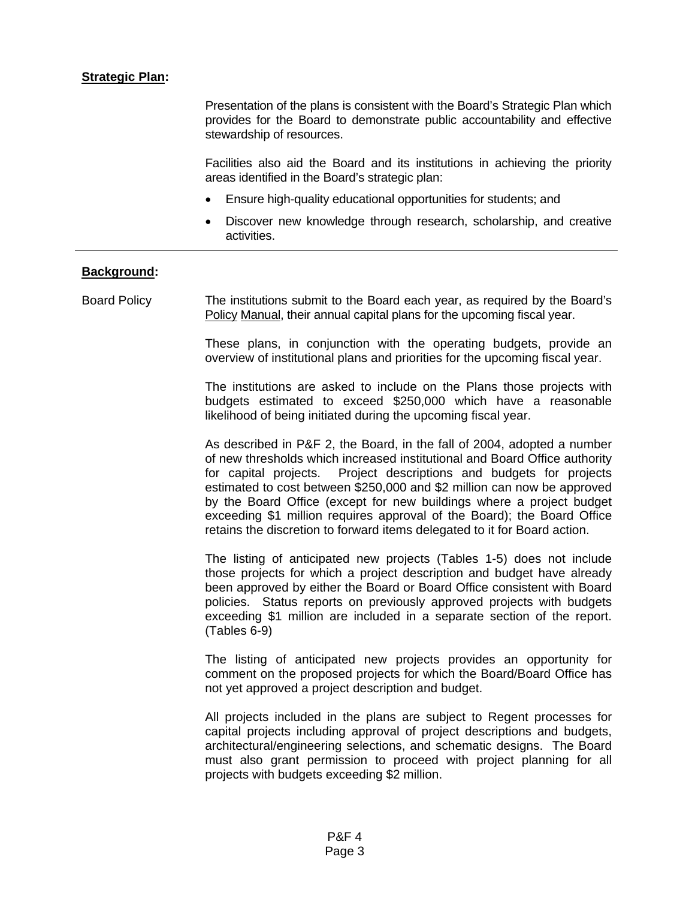**Strategic Plan:**

Presentation of the plans is consistent with the Board's Strategic Plan which provides for the Board to demonstrate public accountability and effective stewardship of resources.

Facilities also aid the Board and its institutions in achieving the priority areas identified in the Board's strategic plan:

- Ensure high-quality educational opportunities for students; and
- Discover new knowledge through research, scholarship, and creative activities.

---

**Background:**

Board Policy

The institutions submit to the Board each year, as required by the Board's Policy Manual, their annual capital plans for the upcoming fiscal year.

These plans, in conjunction with the operating budgets, provide an overview of institutional plans and priorities for the upcoming fiscal year.

The institutions are asked to include on the Plans those projects with budgets estimated to exceed $250,000 which have a reasonable likelihood of being initiated during the upcoming fiscal year.

As described in P&F 2, the Board, in the fall of 2004, adopted a number of new thresholds which increased institutional and Board Office authority for capital projects. Project descriptions and budgets for projects estimated to cost between $250,000 and $2 million can now be approved by the Board Office (except for new buildings where a project budget exceeding $1 million requires approval of the Board); the Board Office retains the discretion to forward items delegated to it for Board action.

The listing of anticipated new projects (Tables 1-5) does not include those projects for which a project description and budget have already been approved by either the Board or Board Office consistent with Board policies. Status reports on previously approved projects with budgets exceeding $1 million are included in a separate section of the report. (Tables 6-9)

The listing of anticipated new projects provides an opportunity for comment on the proposed projects for which the Board/Board Office has not yet approved a project description and budget.

All projects included in the plans are subject to Regent processes for capital projects including approval of project descriptions and budgets, architectural/engineering selections, and schematic designs. The Board must also grant permission to proceed with project planning for all projects with budgets exceeding $2 million.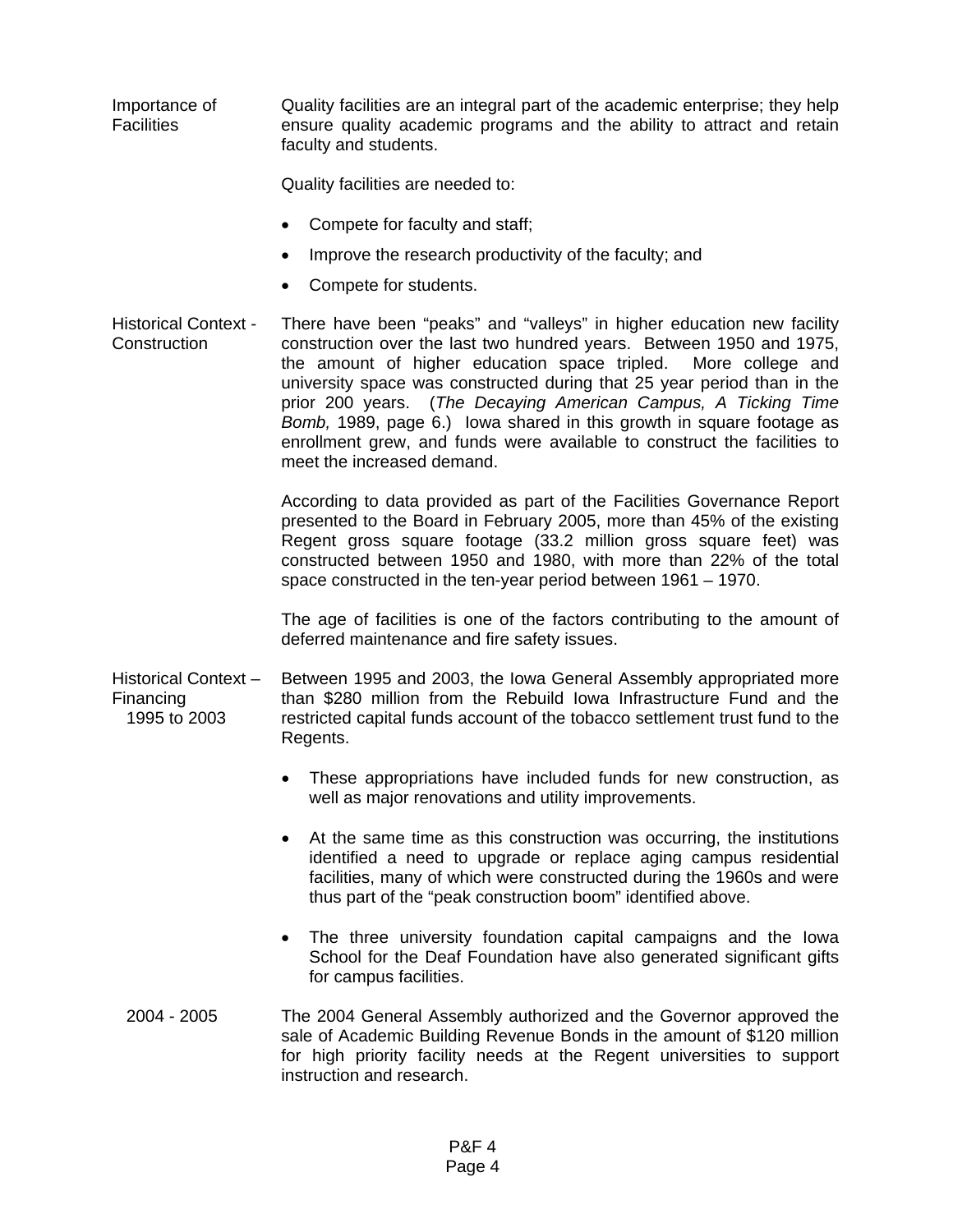**Importance of Facilities**

Quality facilities are an integral part of the academic enterprise; they help ensure quality academic programs and the ability to attract and retain faculty and students.

Quality facilities are needed to:

- Compete for faculty and staff;
- Improve the research productivity of the faculty; and
- Compete for students.

**Historical Context - Construction**

There have been "peaks" and "valleys" in higher education new facility construction over the last two hundred years. Between 1950 and 1975, the amount of higher education space tripled. More college and university space was constructed during that 25 year period than in the prior 200 years. (*The Decaying American Campus, A Ticking Time Bomb,* 1989, page 6.) Iowa shared in this growth in square footage as enrollment grew, and funds were available to construct the facilities to meet the increased demand.

According to data provided as part of the Facilities Governance Report presented to the Board in February 2005, more than 45% of the existing Regent gross square footage (33.2 million gross square feet) was constructed between 1950 and 1980, with more than 22% of the total space constructed in the ten-year period between 1961 – 1970.

The age of facilities is one of the factors contributing to the amount of deferred maintenance and fire safety issues.

**Historical Context – Financing**

**1995 to 2003**

Between 1995 and 2003, the Iowa General Assembly appropriated more than $280 million from the Rebuild Iowa Infrastructure Fund and the restricted capital funds account of the tobacco settlement trust fund to the Regents.

- These appropriations have included funds for new construction, as well as major renovations and utility improvements.
- At the same time as this construction was occurring, the institutions identified a need to upgrade or replace aging campus residential facilities, many of which were constructed during the 1960s and were thus part of the "peak construction boom" identified above.
- The three university foundation capital campaigns and the Iowa School for the Deaf Foundation have also generated significant gifts for campus facilities.

**2004 - 2005**

The 2004 General Assembly authorized and the Governor approved the sale of Academic Building Revenue Bonds in the amount of $120 million for high priority facility needs at the Regent universities to support instruction and research.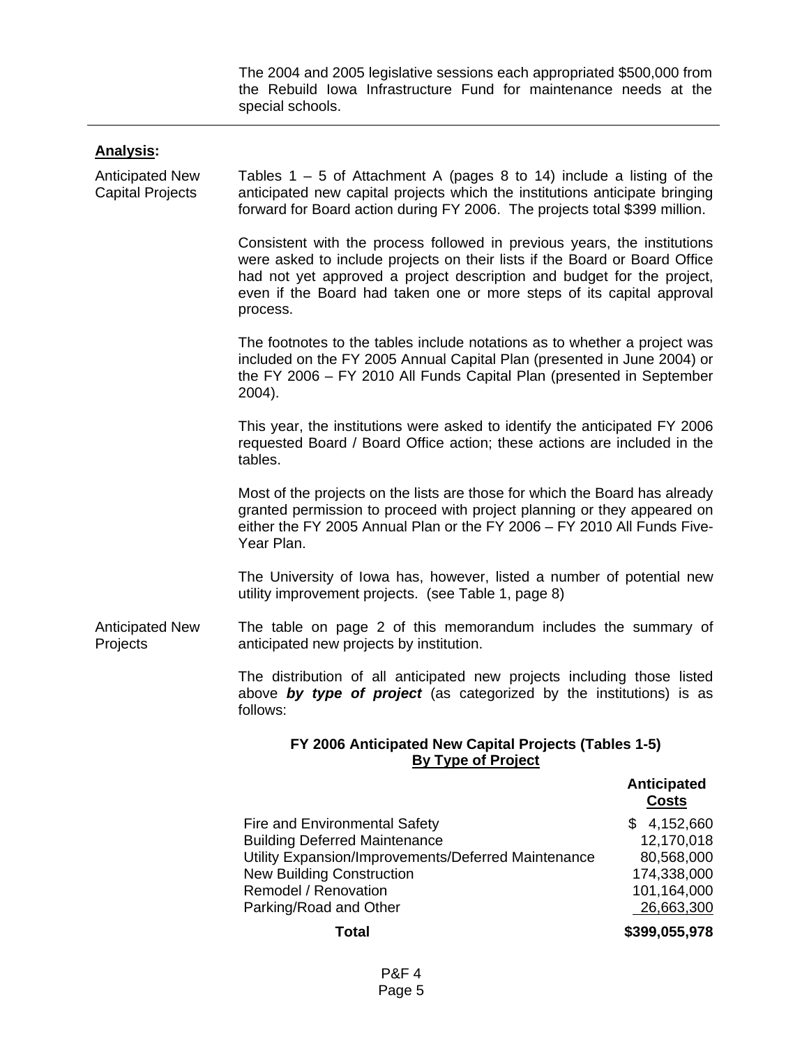The 2004 and 2005 legislative sessions each appropriated $500,000 from the Rebuild Iowa Infrastructure Fund for maintenance needs at the special schools.

---

**Analysis:**

**Anticipated New Capital Projects**

Tables 1 – 5 of Attachment A (pages 8 to 14) include a listing of the anticipated new capital projects which the institutions anticipate bringing forward for Board action during FY 2006. The projects total $399 million.

Consistent with the process followed in previous years, the institutions were asked to include projects on their lists if the Board or Board Office had not yet approved a project description and budget for the project, even if the Board had taken one or more steps of its capital approval process.

The footnotes to the tables include notations as to whether a project was included on the FY 2005 Annual Capital Plan (presented in June 2004) or the FY 2006 – FY 2010 All Funds Capital Plan (presented in September 2004).

This year, the institutions were asked to identify the anticipated FY 2006 requested Board / Board Office action; these actions are included in the tables.

Most of the projects on the lists are those for which the Board has already granted permission to proceed with project planning or they appeared on either the FY 2005 Annual Plan or the FY 2006 – FY 2010 All Funds Five-Year Plan.

The University of Iowa has, however, listed a number of potential new utility improvement projects. (see Table 1, page 8)

**Anticipated New Projects**

The table on page 2 of this memorandum includes the summary of anticipated new projects by institution.

The distribution of all anticipated new projects including those listed above ***by type of project*** (as categorized by the institutions) is as follows:

**FY 2006 Anticipated New Capital Projects (Tables 1-5)**
**By Type of Project**

| | Anticipated Costs |
|---|---|
| Fire and Environmental Safety | $ 4,152,660 |
| Building Deferred Maintenance | 12,170,018 |
| Utility Expansion/Improvements/Deferred Maintenance | 80,568,000 |
| New Building Construction | 174,338,000 |
| Remodel / Renovation | 101,164,000 |
| Parking/Road and Other | 26,663,300 |
| **Total** | **$399,055,978** |

P&F 4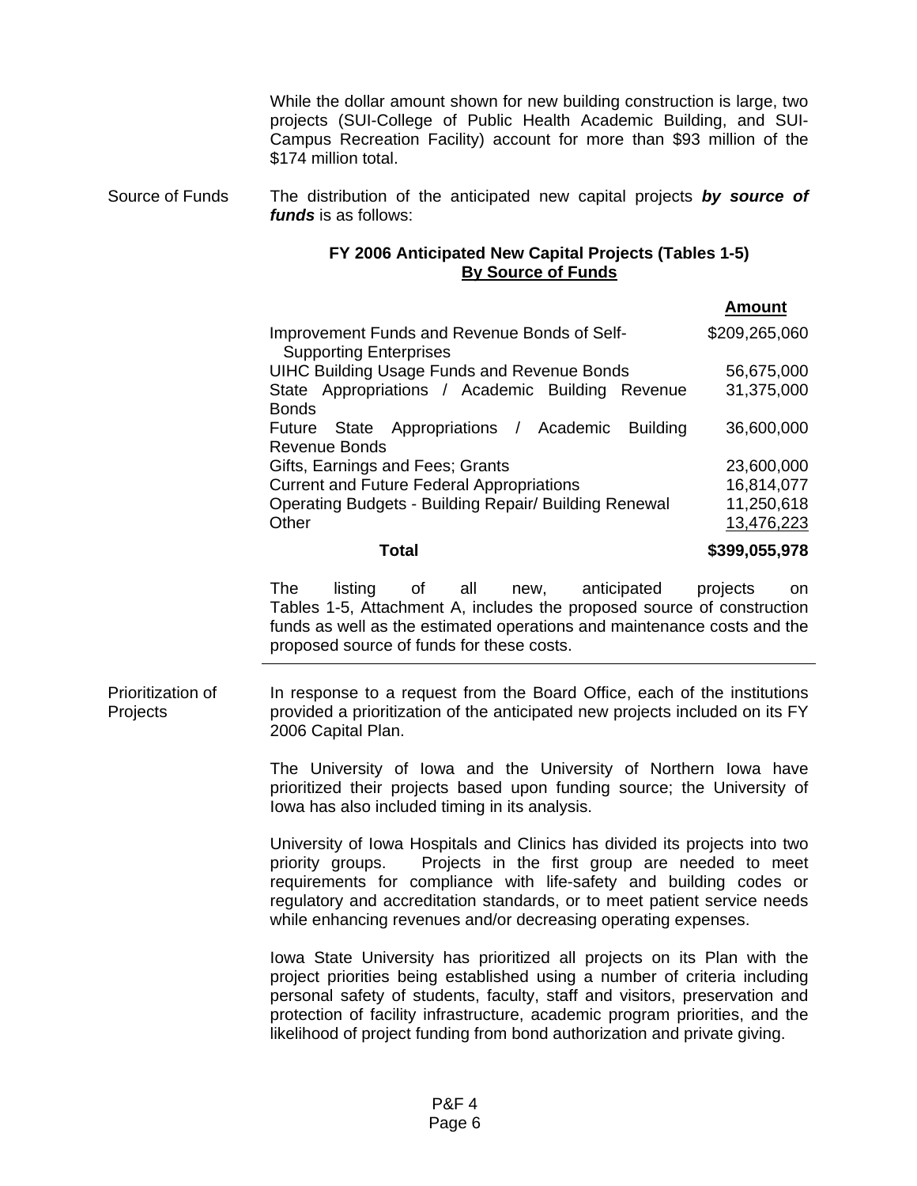While the dollar amount shown for new building construction is large, two projects (SUI-College of Public Health Academic Building, and SUI-Campus Recreation Facility) account for more than \$93 million of the \$174 million total.

Source of Funds

The distribution of the anticipated new capital projects ***by source of funds*** is as follows:

**FY 2006 Anticipated New Capital Projects (Tables 1-5)**
**By Source of Funds**

| | Amount |
|---|---|
| Improvement Funds and Revenue Bonds of Self-Supporting Enterprises | \$209,265,060 |
| UIHC Building Usage Funds and Revenue Bonds | 56,675,000 |
| State Appropriations / Academic Building Revenue Bonds | 31,375,000 |
| Future State Appropriations / Academic Building Revenue Bonds | 36,600,000 |
| Gifts, Earnings and Fees; Grants | 23,600,000 |
| Current and Future Federal Appropriations | 16,814,077 |
| Operating Budgets - Building Repair/ Building Renewal | 11,250,618 |
| Other | 13,476,223 |
| **Total** | **\$399,055,978** |

The listing of all new, anticipated projects on Tables 1-5, Attachment A, includes the proposed source of construction funds as well as the estimated operations and maintenance costs and the proposed source of funds for these costs.

---

Prioritization of Projects

In response to a request from the Board Office, each of the institutions provided a prioritization of the anticipated new projects included on its FY 2006 Capital Plan.

The University of Iowa and the University of Northern Iowa have prioritized their projects based upon funding source; the University of Iowa has also included timing in its analysis.

University of Iowa Hospitals and Clinics has divided its projects into two priority groups. Projects in the first group are needed to meet requirements for compliance with life-safety and building codes or regulatory and accreditation standards, or to meet patient service needs while enhancing revenues and/or decreasing operating expenses.

Iowa State University has prioritized all projects on its Plan with the project priorities being established using a number of criteria including personal safety of students, faculty, staff and visitors, preservation and protection of facility infrastructure, academic program priorities, and the likelihood of project funding from bond authorization and private giving.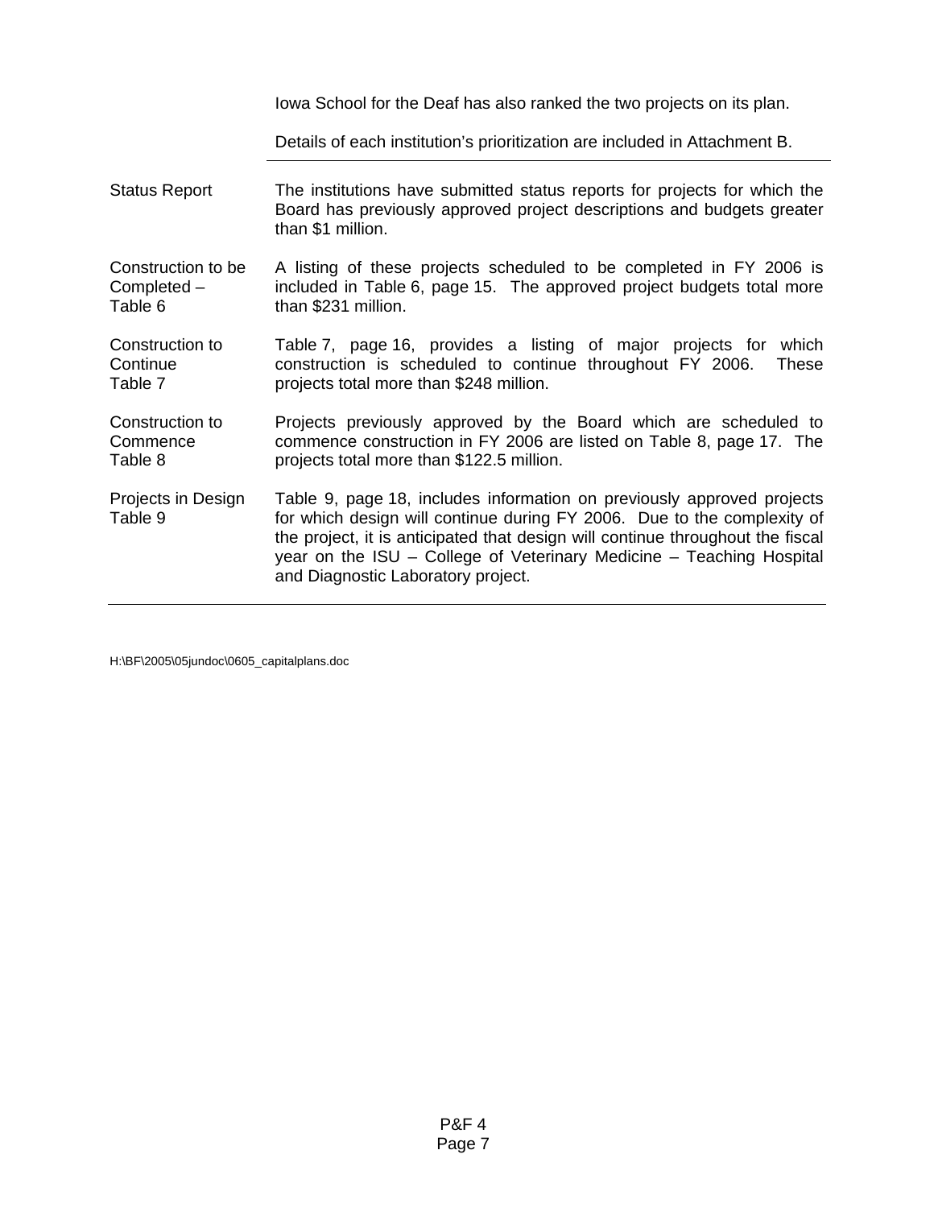Iowa School for the Deaf has also ranked the two projects on its plan.

Details of each institution's prioritization are included in Attachment B.

---

| | |
|---|---|
| Status Report | The institutions have submitted status reports for projects for which the Board has previously approved project descriptions and budgets greater than $1 million. |
| Construction to be Completed – Table 6 | A listing of these projects scheduled to be completed in FY 2006 is included in Table 6, page 15. The approved project budgets total more than $231 million. |
| Construction to Continue Table 7 | Table 7, page 16, provides a listing of major projects for which construction is scheduled to continue throughout FY 2006. These projects total more than $248 million. |
| Construction to Commence Table 8 | Projects previously approved by the Board which are scheduled to commence construction in FY 2006 are listed on Table 8, page 17. The projects total more than $122.5 million. |
| Projects in Design Table 9 | Table 9, page 18, includes information on previously approved projects for which design will continue during FY 2006. Due to the complexity of the project, it is anticipated that design will continue throughout the fiscal year on the ISU – College of Veterinary Medicine – Teaching Hospital and Diagnostic Laboratory project. |

---

H:\BF\2005\05jundoc\0605_capitalplans.doc

P&F 4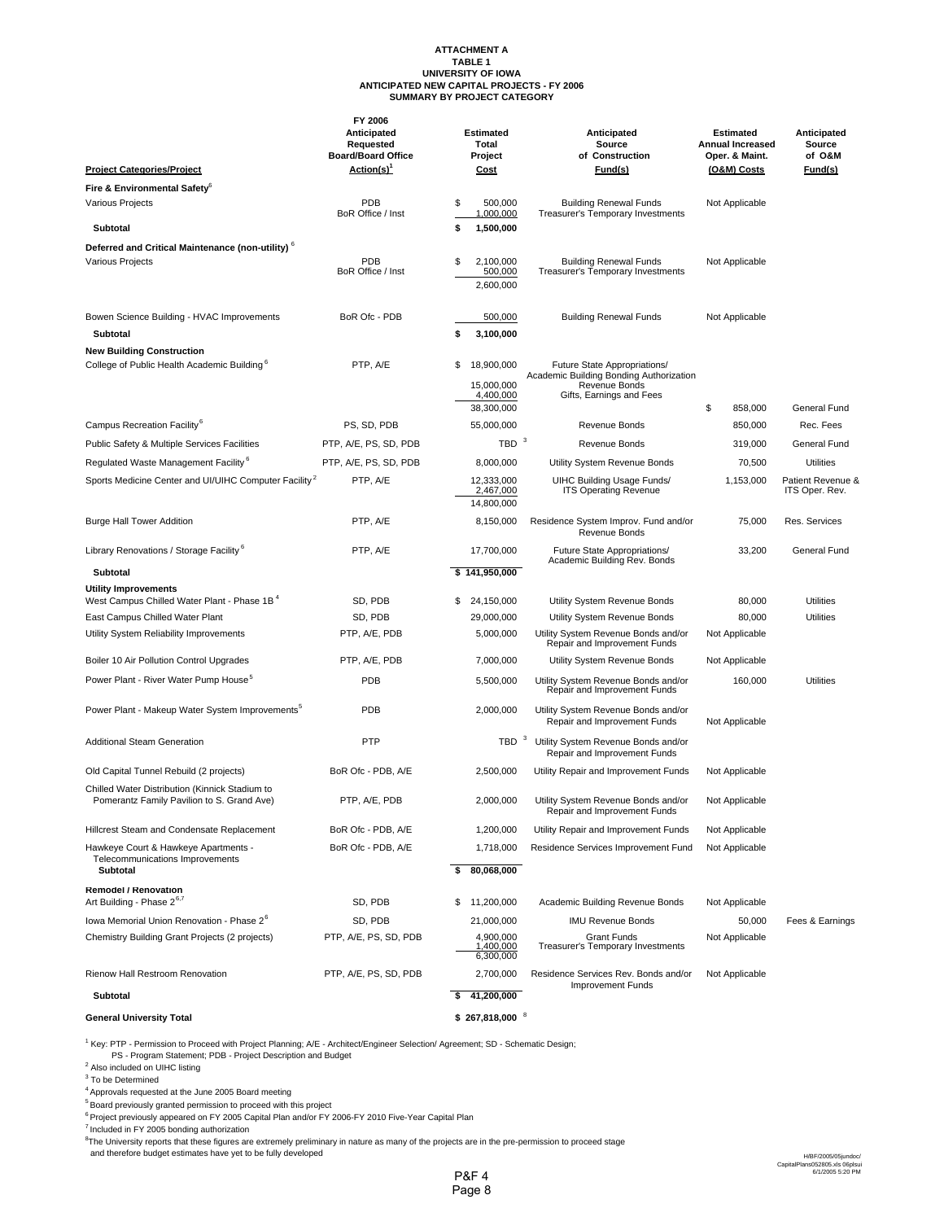**ATTACHMENT A**
**TABLE 1**
**UNIVERSITY OF IOWA**
**ANTICIPATED NEW CAPITAL PROJECTS - FY 2006**
**SUMMARY BY PROJECT CATEGORY**

| Project Categories/Project | FY 2006 Anticipated Requested Board/Board Office Action(s)[1] | Estimated Total Project Cost | Anticipated Source of Construction Fund(s) | Estimated Annual Increased Oper. & Maint. (O&M) Costs | Anticipated Source of O&M Fund(s) |
|---|---|---|---|---|---|
| **Fire & Environmental Safety**[6] | | | | | |
| Various Projects | PDB | $ 500,000 | Building Renewal Funds | Not Applicable | |
| | BoR Office / Inst | 1,000,000 | Treasurer's Temporary Investments | | |
| **Subtotal** | | **$ 1,500,000** | | | |
| **Deferred and Critical Maintenance (non-utility)** [6] | | | | | |
| Various Projects | PDB | $ 2,100,000 | Building Renewal Funds | Not Applicable | |
| | BoR Office / Inst | 500,000 | Treasurer's Temporary Investments | | |
| | | 2,600,000 | | | |
| Bowen Science Building - HVAC Improvements | BoR Ofc - PDB | 500,000 | Building Renewal Funds | Not Applicable | |
| **Subtotal** | | **$ 3,100,000** | | | |
| **New Building Construction** | | | | | |
| College of Public Health Academic Building[6] | PTP, A/E | $ 18,900,000 | Future State Appropriations/ Academic Building Bonding Authorization | | |
| | | 15,000,000 | Revenue Bonds | | |
| | | 4,400,000 | Gifts, Earnings and Fees | | |
| | | 38,300,000 | | $ 858,000 | General Fund |
| Campus Recreation Facility[6] | PS, SD, PDB | 55,000,000 | Revenue Bonds | 850,000 | Rec. Fees |
| Public Safety & Multiple Services Facilities | PTP, A/E, PS, SD, PDB | TBD [3] | Revenue Bonds | 319,000 | General Fund |
| Regulated Waste Management Facility[6] | PTP, A/E, PS, SD, PDB | 8,000,000 | Utility System Revenue Bonds | 70,500 | Utilities |
| Sports Medicine Center and UI/UIHC Computer Facility[2] | PTP, A/E | 12,333,000 | UIHC Building Usage Funds/ | 1,153,000 | Patient Revenue & ITS Oper. Rev. |
| | | 2,467,000 | ITS Operating Revenue | | |
| | | 14,800,000 | | | |
| Burge Hall Tower Addition | PTP, A/E | 8,150,000 | Residence System Improv. Fund and/or Revenue Bonds | 75,000 | Res. Services |
| Library Renovations / Storage Facility[6] | PTP, A/E | 17,700,000 | Future State Appropriations/ Academic Building Rev. Bonds | 33,200 | General Fund |
| **Subtotal** | | **$ 141,950,000** | | | |
| **Utility Improvements** | | | | | |
| West Campus Chilled Water Plant - Phase 1B[4] | SD, PDB | $ 24,150,000 | Utility System Revenue Bonds | 80,000 | Utilities |
| East Campus Chilled Water Plant | SD, PDB | 29,000,000 | Utility System Revenue Bonds | 80,000 | Utilities |
| Utility System Reliability Improvements | PTP, A/E, PDB | 5,000,000 | Utility System Revenue Bonds and/or Repair and Improvement Funds | Not Applicable | |
| Boiler 10 Air Pollution Control Upgrades | PTP, A/E, PDB | 7,000,000 | Utility System Revenue Bonds | Not Applicable | |
| Power Plant - River Water Pump House[5] | PDB | 5,500,000 | Utility System Revenue Bonds and/or Repair and Improvement Funds | 160,000 | Utilities |
| Power Plant - Makeup Water System Improvements[5] | PDB | 2,000,000 | Utility System Revenue Bonds and/or Repair and Improvement Funds | Not Applicable | |
| Additional Steam Generation | PTP | TBD [3] | Utility System Revenue Bonds and/or Repair and Improvement Funds | | |
| Old Capital Tunnel Rebuild (2 projects) | BoR Ofc - PDB, A/E | 2,500,000 | Utility Repair and Improvement Funds | Not Applicable | |
| Chilled Water Distribution (Kinnick Stadium to Pomerantz Family Pavilion to S. Grand Ave) | PTP, A/E, PDB | 2,000,000 | Utility System Revenue Bonds and/or Repair and Improvement Funds | Not Applicable | |
| Hillcrest Steam and Condensate Replacement | BoR Ofc - PDB, A/E | 1,200,000 | Utility Repair and Improvement Funds | Not Applicable | |
| Hawkeye Court & Hawkeye Apartments - Telecommunications Improvements | BoR Ofc - PDB, A/E | 1,718,000 | Residence Services Improvement Fund | Not Applicable | |
| **Subtotal** | | **$ 80,068,000** | | | |
| **Remodel / Renovation** | | | | | |
| Art Building - Phase 2[6,7] | SD, PDB | $ 11,200,000 | Academic Building Revenue Bonds | Not Applicable | |
| Iowa Memorial Union Renovation - Phase 2[6] | SD, PDB | 21,000,000 | IMU Revenue Bonds | 50,000 | Fees & Earnings |
| Chemistry Building Grant Projects (2 projects) | PTP, A/E, PS, SD, PDB | 4,900,000 | Grant Funds | Not Applicable | |
| | | 1,400,000 | Treasurer's Temporary Investments | | |
| | | 6,300,000 | | | |
| Rienow Hall Restroom Renovation | PTP, A/E, PS, SD, PDB | 2,700,000 | Residence Services Rev. Bonds and/or Improvement Funds | Not Applicable | |
| **Subtotal** | | **$ 41,200,000** | | | |
| **General University Total** | | **$ 267,818,000** [8] | | | |

[1] Key: PTP - Permission to Proceed with Project Planning; A/E - Architect/Engineer Selection/ Agreement; SD - Schematic Design; PS - Program Statement; PDB - Project Description and Budget
[2] Also included on UIHC listing
[3] To be Determined
[4] Approvals requested at the June 2005 Board meeting
[5] Board previously granted permission to proceed with this project
[6] Project previously appeared on FY 2005 Capital Plan and/or FY 2006-FY 2010 Five-Year Capital Plan
[7] Included in FY 2005 bonding authorization
[8] The University reports that these figures are extremely preliminary in nature as many of the projects are in the pre-permission to proceed stage and therefore budget estimates have yet to be fully developed

H/BF/2005/05jundoc/ CapitalPlans052805.xls 06plsui 6/1/2005 5:20 PM

P&F 4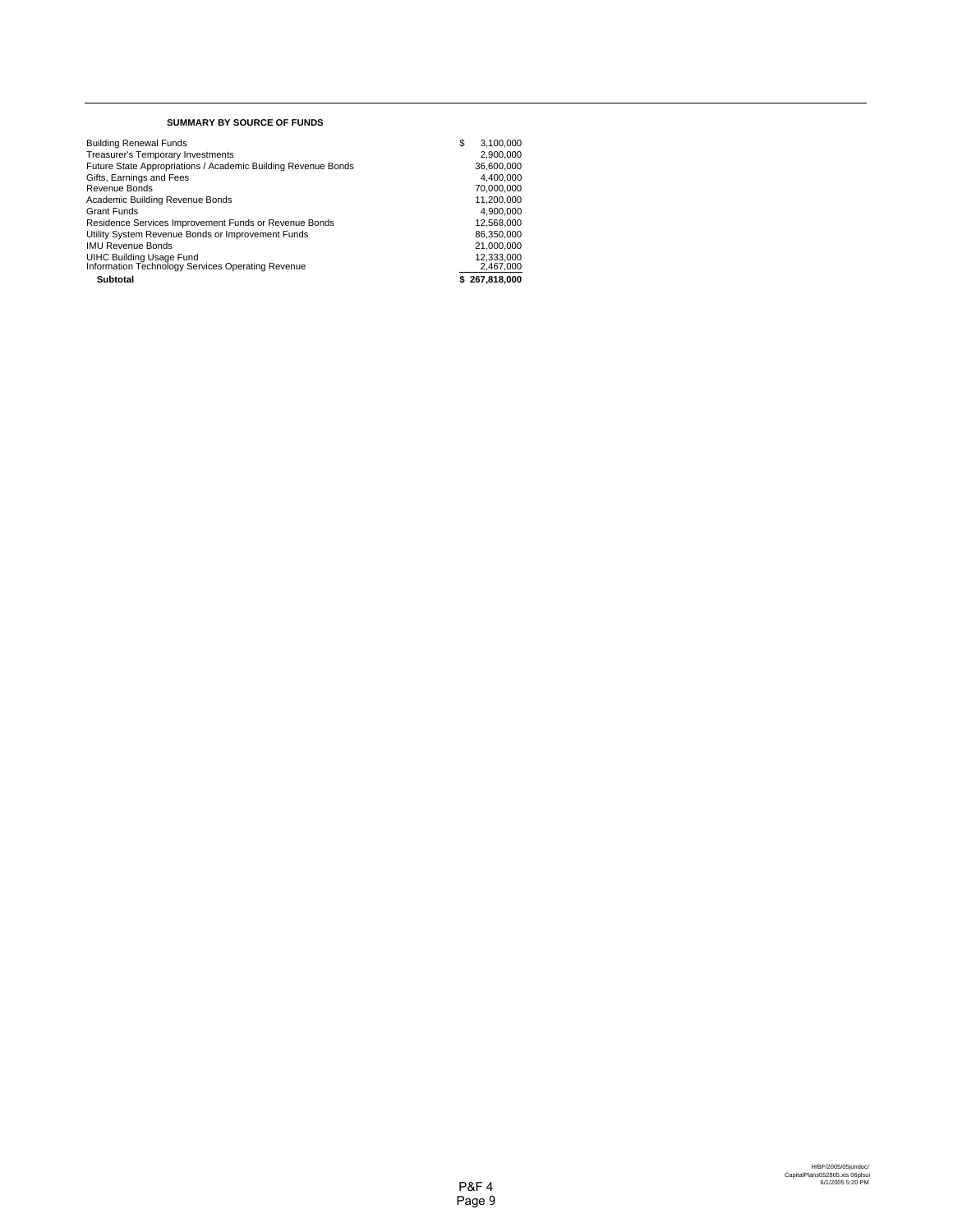**SUMMARY BY SOURCE OF FUNDS**

| Source | Amount |
| --- | --- |
| Building Renewal Funds | $ 3,100,000 |
| Treasurer's Temporary Investments | 2,900,000 |
| Future State Appropriations / Academic Building Revenue Bonds | 36,600,000 |
| Gifts, Earnings and Fees | 4,400,000 |
| Revenue Bonds | 70,000,000 |
| Academic Building Revenue Bonds | 11,200,000 |
| Grant Funds | 4,900,000 |
| Residence Services Improvement Funds or Revenue Bonds | 12,568,000 |
| Utility System Revenue Bonds or Improvement Funds | 86,350,000 |
| IMU Revenue Bonds | 21,000,000 |
| UIHC Building Usage Fund | 12,333,000 |
| Information Technology Services Operating Revenue | 2,467,000 |
| **Subtotal** | **$ 267,818,000** |

P&F 4

H/BF/2005/05jundoc/
CapitalPlans052805.xls 06plsui
6/1/2005 5:20 PM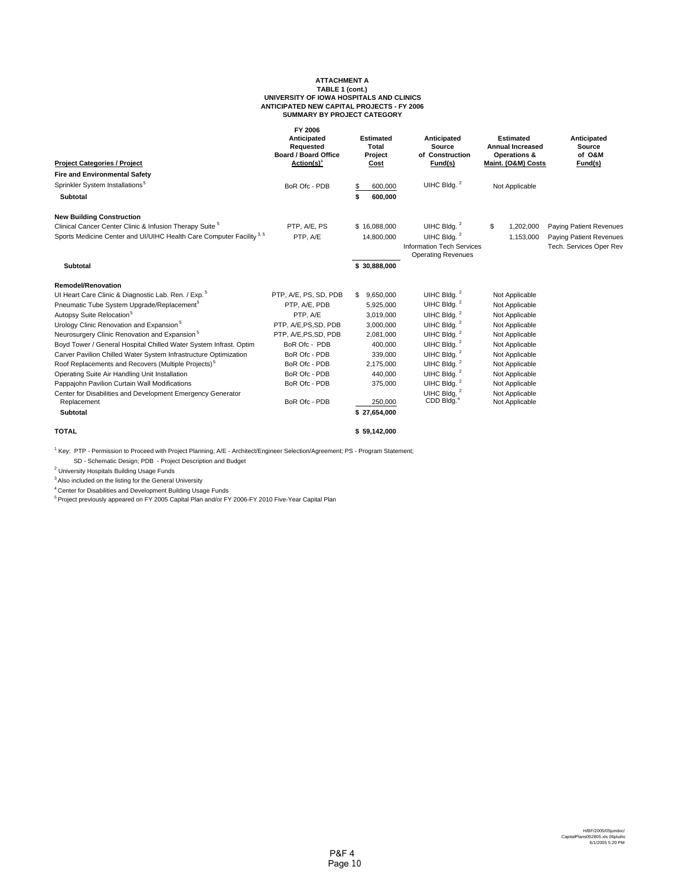**ATTACHMENT A**
**TABLE 1 (cont.)**
**UNIVERSITY OF IOWA HOSPITALS AND CLINICS**
**ANTICIPATED NEW CAPITAL PROJECTS - FY 2006**
**SUMMARY BY PROJECT CATEGORY**

| Project Categories / Project | FY 2006 Anticipated Requested Board / Board Office Action(s)[1] | Estimated Total Project Cost | Anticipated Source of Construction Fund(s) | Estimated Annual Increased Operations & Maint. (O&M) Costs | Anticipated Source of O&M Fund(s) |
|---|---|---|---|---|---|
| **Fire and Environmental Safety** | | | | | |
| Sprinkler System Installations[5] | BoR Ofc - PDB | $ 600,000 | UIHC Bldg. [2] | Not Applicable | |
| **Subtotal** | | **$ 600,000** | | | |
| **New Building Construction** | | | | | |
| Clinical Cancer Center Clinic & Infusion Therapy Suite [5] | PTP, A/E, PS | $ 16,088,000 | UIHC Bldg. [2] | $ 1,202,000 | Paying Patient Revenues |
| Sports Medicine Center and UI/UIHC Health Care Computer Facility [3, 5] | PTP, A/E | 14,800,000 | UIHC Bldg. [2] Information Tech Services Operating Revenues | 1,153,000 | Paying Patient Revenues Tech. Services Oper Rev |
| **Subtotal** | | **$ 30,888,000** | | | |
| **Remodel/Renovation** | | | | | |
| UI Heart Care Clinic & Diagnostic Lab. Ren. / Exp. [5] | PTP, A/E, PS, SD, PDB | $ 9,650,000 | UIHC Bldg. [2] | Not Applicable | |
| Pneumatic Tube System Upgrade/Replacement[5] | PTP, A/E, PDB | 5,925,000 | UIHC Bldg. [2] | Not Applicable | |
| Autopsy Suite Relocation[5] | PTP, A/E | 3,019,000 | UIHC Bldg. [2] | Not Applicable | |
| Urology Clinic Renovation and Expansion [5] | PTP, A/E,PS,SD, PDB | 3,000,000 | UIHC Bldg. [2] | Not Applicable | |
| Neurosurgery Clinic Renovation and Expansion [5] | PTP, A/E,PS,SD, PDB | 2,081,000 | UIHC Bldg. [2] | Not Applicable | |
| Boyd Tower / General Hospital Chilled Water System Infrast. Optim | BoR Ofc - PDB | 400,000 | UIHC Bldg. [2] | Not Applicable | |
| Carver Pavilion Chilled Water System Infrastructure Optimization | BoR Ofc - PDB | 339,000 | UIHC Bldg. [2] | Not Applicable | |
| Roof Replacements and Recovers (Multiple Projects)[5] | BoR Ofc - PDB | 2,175,000 | UIHC Bldg. [2] | Not Applicable | |
| Operating Suite Air Handling Unit Installation | BoR Ofc - PDB | 440,000 | UIHC Bldg. [2] | Not Applicable | |
| Pappajohn Pavilion Curtain Wall Modifications | BoR Ofc - PDB | 375,000 | UIHC Bldg. [2] | Not Applicable | |
| Center for Disabilities and Development Emergency Generator Replacement | BoR Ofc - PDB | 250,000 | UIHC Bldg. [2] CDD Bldg.[4] | Not Applicable Not Applicable | |
| **Subtotal** | | **$ 27,654,000** | | | |
| **TOTAL** | | **$ 59,142,000** | | | |

[1] Key: PTP - Permission to Proceed with Project Planning; A/E - Architect/Engineer Selection/Agreement; PS - Program Statement;
SD - Schematic Design; PDB - Project Description and Budget

[2] University Hospitals Building Usage Funds

[3] Also included on the listing for the General University

[4] Center for Disabilities and Development Building Usage Funds

[5] Project previously appeared on FY 2005 Capital Plan and/or FY 2006-FY 2010 Five-Year Capital Plan

H/BF/2005/05jundoc/
CapitalPlans052805.xls 06pluihc
6/1/2005 5:20 PM

P&F 4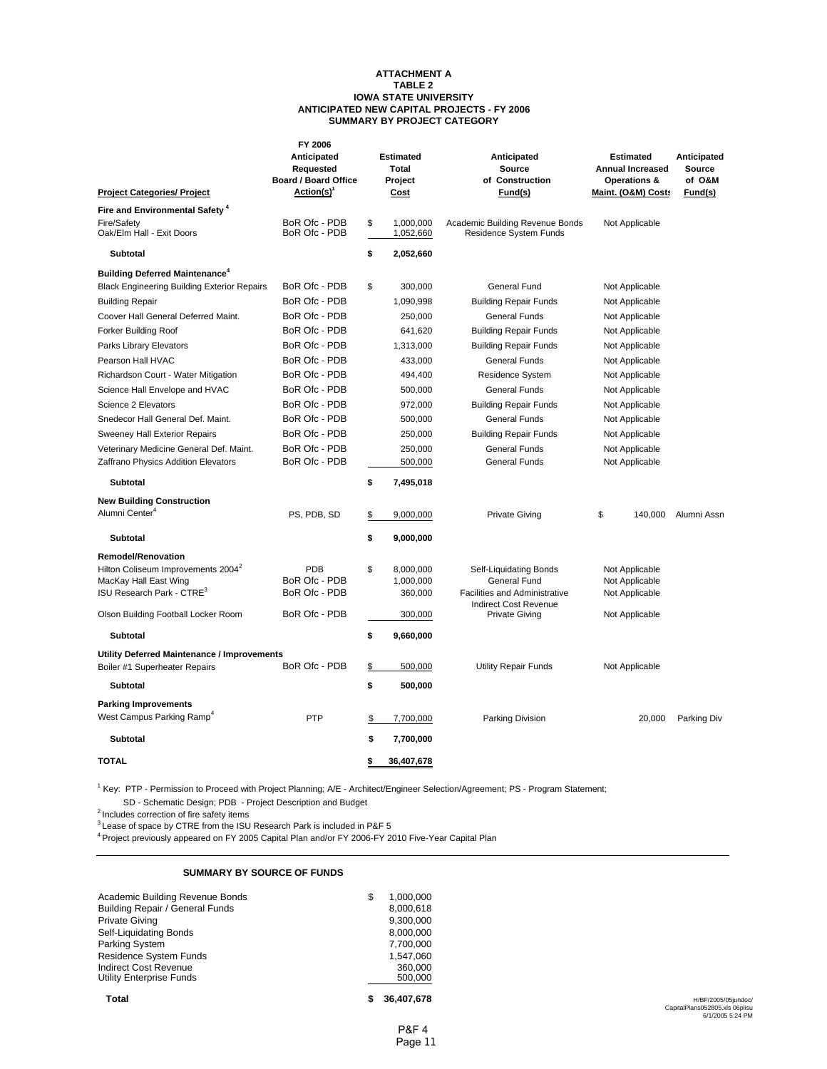**ATTACHMENT A**
**TABLE 2**
**IOWA STATE UNIVERSITY**
**ANTICIPATED NEW CAPITAL PROJECTS - FY 2006**
**SUMMARY BY PROJECT CATEGORY**

| Project Categories/ Project | FY 2006 Anticipated Requested Board / Board Office Action(s)[1] | Estimated Total Project Cost | Anticipated Source of Construction Fund(s) | Estimated Annual Increased Operations & Maint. (O&M) Costs | Anticipated Source of O&M Fund(s) |
|---|---|---|---|---|---|
| **Fire and Environmental Safety [4]** | | | | | |
| Fire/Safety | BoR Ofc - PDB | $ 1,000,000 | Academic Building Revenue Bonds | Not Applicable | |
| Oak/Elm Hall - Exit Doors | BoR Ofc - PDB | 1,052,660 | Residence System Funds | | |
| **Subtotal** | | **$ 2,052,660** | | | |
| **Building Deferred Maintenance[4]** | | | | | |
| Black Engineering Building Exterior Repairs | BoR Ofc - PDB | $ 300,000 | General Fund | Not Applicable | |
| Building Repair | BoR Ofc - PDB | 1,090,998 | Building Repair Funds | Not Applicable | |
| Coover Hall General Deferred Maint. | BoR Ofc - PDB | 250,000 | General Funds | Not Applicable | |
| Forker Building Roof | BoR Ofc - PDB | 641,620 | Building Repair Funds | Not Applicable | |
| Parks Library Elevators | BoR Ofc - PDB | 1,313,000 | Building Repair Funds | Not Applicable | |
| Pearson Hall HVAC | BoR Ofc - PDB | 433,000 | General Funds | Not Applicable | |
| Richardson Court - Water Mitigation | BoR Ofc - PDB | 494,400 | Residence System | Not Applicable | |
| Science Hall Envelope and HVAC | BoR Ofc - PDB | 500,000 | General Funds | Not Applicable | |
| Science 2 Elevators | BoR Ofc - PDB | 972,000 | Building Repair Funds | Not Applicable | |
| Snedecor Hall General Def. Maint. | BoR Ofc - PDB | 500,000 | General Funds | Not Applicable | |
| Sweeney Hall Exterior Repairs | BoR Ofc - PDB | 250,000 | Building Repair Funds | Not Applicable | |
| Veterinary Medicine General Def. Maint. | BoR Ofc - PDB | 250,000 | General Funds | Not Applicable | |
| Zaffrano Physics Addition Elevators | BoR Ofc - PDB | 500,000 | General Funds | Not Applicable | |
| **Subtotal** | | **$ 7,495,018** | | | |
| **New Building Construction** | | | | | |
| Alumni Center[4] | PS, PDB, SD | $ 9,000,000 | Private Giving | $ 140,000 | Alumni Assn |
| **Subtotal** | | **$ 9,000,000** | | | |
| **Remodel/Renovation** | | | | | |
| Hilton Coliseum Improvements 2004[2] | PDB | $ 8,000,000 | Self-Liquidating Bonds | Not Applicable | |
| MacKay Hall East Wing | BoR Ofc - PDB | 1,000,000 | General Fund | Not Applicable | |
| ISU Research Park - CTRE[3] | BoR Ofc - PDB | 360,000 | Facilities and Administrative Indirect Cost Revenue | Not Applicable | |
| Olson Building Football Locker Room | BoR Ofc - PDB | 300,000 | Private Giving | Not Applicable | |
| **Subtotal** | | **$ 9,660,000** | | | |
| **Utility Deferred Maintenance / Improvements** | | | | | |
| Boiler #1 Superheater Repairs | BoR Ofc - PDB | $ 500,000 | Utility Repair Funds | Not Applicable | |
| **Subtotal** | | **$ 500,000** | | | |
| **Parking Improvements** | | | | | |
| West Campus Parking Ramp[4] | PTP | $ 7,700,000 | Parking Division | 20,000 | Parking Div |
| **Subtotal** | | **$ 7,700,000** | | | |
| **TOTAL** | | **$ 36,407,678** | | | |

[1] Key: PTP - Permission to Proceed with Project Planning; A/E - Architect/Engineer Selection/Agreement; PS - Program Statement; SD - Schematic Design; PDB - Project Description and Budget

[2] Includes correction of fire safety items

[3] Lease of space by CTRE from the ISU Research Park is included in P&F 5

[4] Project previously appeared on FY 2005 Capital Plan and/or FY 2006-FY 2010 Five-Year Capital Plan

**SUMMARY BY SOURCE OF FUNDS**

| | |
|---|---|
| Academic Building Revenue Bonds | $ 1,000,000 |
| Building Repair / General Funds | 8,000,618 |
| Private Giving | 9,300,000 |
| Self-Liquidating Bonds | 8,000,000 |
| Parking System | 7,700,000 |
| Residence System Funds | 1,547,060 |
| Indirect Cost Revenue | 360,000 |
| Utility Enterprise Funds | 500,000 |
| **Total** | **$ 36,407,678** |

H/BF/2005/05jundoc/
CapitalPlans052805.xls 06plisu
6/1/2005 5:24 PM

P&F 4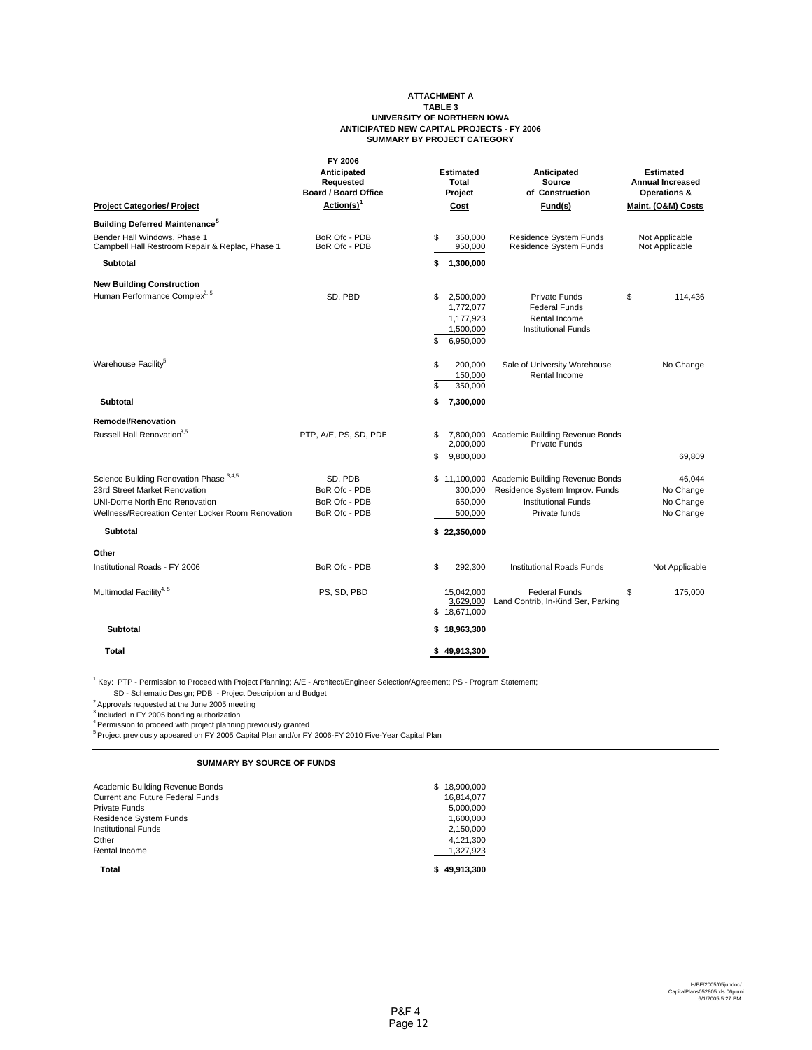**ATTACHMENT A**
**TABLE 3**
**UNIVERSITY OF NORTHERN IOWA**
**ANTICIPATED NEW CAPITAL PROJECTS - FY 2006**
**SUMMARY BY PROJECT CATEGORY**

| Project Categories/ Project | FY 2006 Anticipated Requested Board / Board Office Action(s)[1] | Estimated Total Project Cost | Anticipated Source of Construction Fund(s) | Estimated Annual Increased Operations & Maint. (O&M) Costs |
|---|---|---|---|---|
| **Building Deferred Maintenance[5]** | | | | |
| Bender Hall Windows, Phase 1 | BoR Ofc - PDB | $ 350,000 | Residence System Funds | Not Applicable |
| Campbell Hall Restroom Repair & Replac, Phase 1 | BoR Ofc - PDB | 950,000 | Residence System Funds | Not Applicable |
| **Subtotal** | | **$ 1,300,000** | | |
| **New Building Construction** | | | | |
| Human Performance Complex[2, 5] | SD, PBD | $ 2,500,000 | Private Funds | $ 114,436 |
| | | 1,772,077 | Federal Funds | |
| | | 1,177,923 | Rental Income | |
| | | 1,500,000 | Institutional Funds | |
| | | $ 6,950,000 | | |
| Warehouse Facility[5] | | $ 200,000 | Sale of University Warehouse | No Change |
| | | 150,000 | Rental Income | |
| | | $ 350,000 | | |
| **Subtotal** | | **$ 7,300,000** | | |
| **Remodel/Renovation** | | | | |
| Russell Hall Renovation[3,5] | PTP, A/E, PS, SD, PDB | $ 7,800,000 | Academic Building Revenue Bonds | |
| | | 2,000,000 | Private Funds | |
| | | $ 9,800,000 | | 69,809 |
| Science Building Renovation Phase [3,4,5] | SD, PDB | $ 11,100,000 | Academic Building Revenue Bonds | 46,044 |
| 23rd Street Market Renovation | BoR Ofc - PDB | 300,000 | Residence System Improv. Funds | No Change |
| UNI-Dome North End Renovation | BoR Ofc - PDB | 650,000 | Institutional Funds | No Change |
| Wellness/Recreation Center Locker Room Renovation | BoR Ofc - PDB | 500,000 | Private funds | No Change |
| **Subtotal** | | **$ 22,350,000** | | |
| **Other** | | | | |
| Institutional Roads - FY 2006 | BoR Ofc - PDB | $ 292,300 | Institutional Roads Funds | Not Applicable |
| Multimodal Facility[4, 5] | PS, SD, PBD | 15,042,000 | Federal Funds | $ 175,000 |
| | | 3,629,000 | Land Contrib, In-Kind Ser, Parking | |
| | | $ 18,671,000 | | |
| **Subtotal** | | **$ 18,963,300** | | |
| **Total** | | **$ 49,913,300** | | |

[1] Key: PTP - Permission to Proceed with Project Planning; A/E - Architect/Engineer Selection/Agreement; PS - Program Statement;
SD - Schematic Design; PDB - Project Description and Budget
[2] Approvals requested at the June 2005 meeting
[3] Included in FY 2005 bonding authorization
[4] Permission to proceed with project planning previously granted
[5] Project previously appeared on FY 2005 Capital Plan and/or FY 2006-FY 2010 Five-Year Capital Plan

**SUMMARY BY SOURCE OF FUNDS**

| | |
|---|---|
| Academic Building Revenue Bonds | $ 18,900,000 |
| Current and Future Federal Funds | 16,814,077 |
| Private Funds | 5,000,000 |
| Residence System Funds | 1,600,000 |
| Institutional Funds | 2,150,000 |
| Other | 4,121,300 |
| Rental Income | 1,327,923 |
| **Total** | **$ 49,913,300** |

H/BF/2005/05jundoc/
CapitalPlans052805.xls 06pluni
6/1/2005 5:27 PM

P&F 4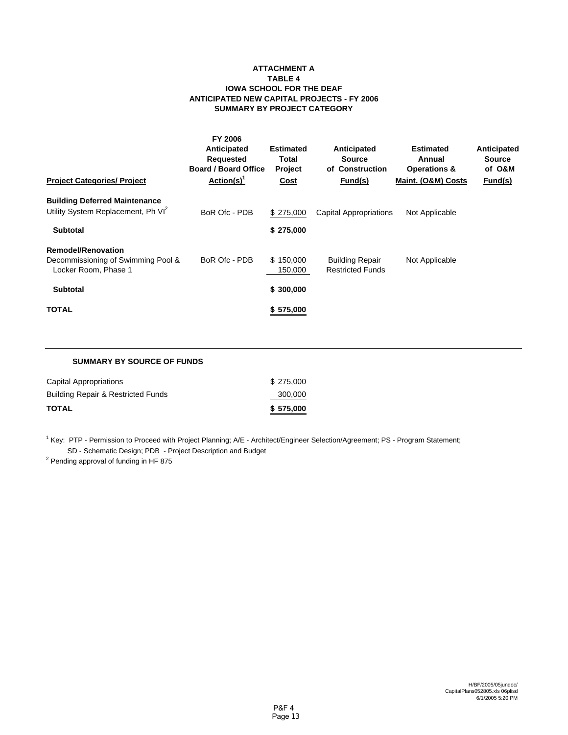**ATTACHMENT A**
**TABLE 4**
**IOWA SCHOOL FOR THE DEAF**
**ANTICIPATED NEW CAPITAL PROJECTS - FY 2006**
**SUMMARY BY PROJECT CATEGORY**

| Project Categories/ Project | FY 2006 Anticipated Requested Board / Board Office Action(s)[1] | Estimated Total Project Cost | Anticipated Source of Construction Fund(s) | Estimated Annual Operations & Maint. (O&M) Costs | Anticipated Source of O&M Fund(s) |
|---|---|---|---|---|---|
| **Building Deferred Maintenance** | | | | | |
| Utility System Replacement, Ph VI[2] | BoR Ofc - PDB | \$ 275,000 | Capital Appropriations | Not Applicable | |
| **Subtotal** | | **\$ 275,000** | | | |
| **Remodel/Renovation** | | | | | |
| Decommissioning of Swimming Pool & Locker Room, Phase 1 | BoR Ofc - PDB | \$ 150,000<br>150,000 | Building Repair<br>Restricted Funds | Not Applicable | |
| **Subtotal** | | **\$ 300,000** | | | |
| **TOTAL** | | **\$ 575,000** | | | |

**SUMMARY BY SOURCE OF FUNDS**

| | |
|---|---|
| Capital Appropriations | \$ 275,000 |
| Building Repair & Restricted Funds | 300,000 |
| **TOTAL** | **\$ 575,000** |

[1] Key: PTP - Permission to Proceed with Project Planning; A/E - Architect/Engineer Selection/Agreement; PS - Program Statement; SD - Schematic Design; PDB - Project Description and Budget

[2] Pending approval of funding in HF 875

H/BF/2005/05jundoc/
CapitalPlans052805.xls 06plisd
6/1/2005 5:20 PM

P&F 4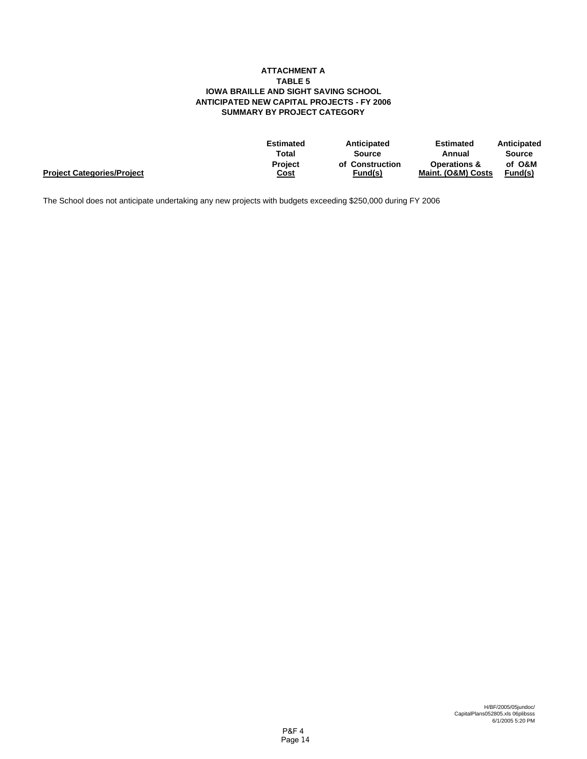**ATTACHMENT A**
**TABLE 5**
**IOWA BRAILLE AND SIGHT SAVING SCHOOL**
**ANTICIPATED NEW CAPITAL PROJECTS - FY 2006**
**SUMMARY BY PROJECT CATEGORY**

| Project Categories/Project | Estimated Total Project Cost | Anticipated Source of Construction Fund(s) | Estimated Annual Operations & Maint. (O&M) Costs | Anticipated Source of O&M Fund(s) |
|---|---|---|---|---|

The School does not anticipate undertaking any new projects with budgets exceeding $250,000 during FY 2006

H/BF/2005/05jundoc/
CapitalPlans052805.xls 06plibsss
6/1/2005 5:20 PM

P&F 4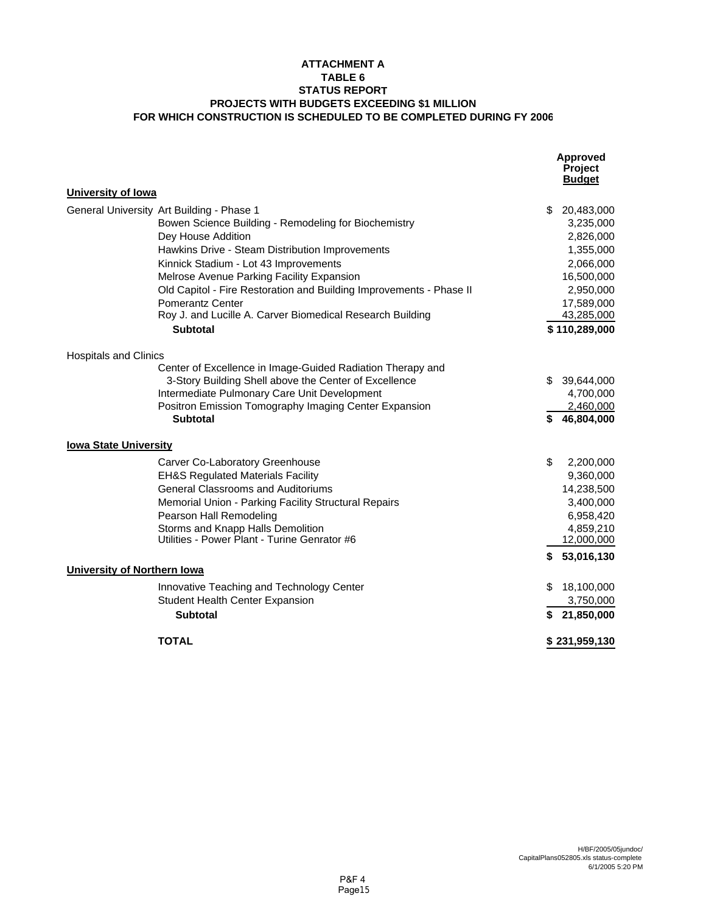**ATTACHMENT A**
**TABLE 6**
**STATUS REPORT**
**PROJECTS WITH BUDGETS EXCEEDING $1 MILLION**
**FOR WHICH CONSTRUCTION IS SCHEDULED TO BE COMPLETED DURING FY 2006**

| | | Approved Project Budget |
|---|---|---|
| **University of Iowa** | | |
| General University | Art Building - Phase 1 | $ 20,483,000 |
| | Bowen Science Building - Remodeling for Biochemistry | 3,235,000 |
| | Dey House Addition | 2,826,000 |
| | Hawkins Drive - Steam Distribution Improvements | 1,355,000 |
| | Kinnick Stadium - Lot 43 Improvements | 2,066,000 |
| | Melrose Avenue Parking Facility Expansion | 16,500,000 |
| | Old Capitol - Fire Restoration and Building Improvements - Phase II | 2,950,000 |
| | Pomerantz Center | 17,589,000 |
| | Roy J. and Lucille A. Carver Biomedical Research Building | 43,285,000 |
| | **Subtotal** | **$ 110,289,000** |
| Hospitals and Clinics | | |
| | Center of Excellence in Image-Guided Radiation Therapy and 3-Story Building Shell above the Center of Excellence | $ 39,644,000 |
| | Intermediate Pulmonary Care Unit Development | 4,700,000 |
| | Positron Emission Tomography Imaging Center Expansion | 2,460,000 |
| | **Subtotal** | **$ 46,804,000** |
| **Iowa State University** | | |
| | Carver Co-Laboratory Greenhouse | $ 2,200,000 |
| | EH&S Regulated Materials Facility | 9,360,000 |
| | General Classrooms and Auditoriums | 14,238,500 |
| | Memorial Union - Parking Facility Structural Repairs | 3,400,000 |
| | Pearson Hall Remodeling | 6,958,420 |
| | Storms and Knapp Halls Demolition | 4,859,210 |
| | Utilities - Power Plant - Turine Genrator #6 | 12,000,000 |
| | | **$ 53,016,130** |
| **University of Northern Iowa** | | |
| | Innovative Teaching and Technology Center | $ 18,100,000 |
| | Student Health Center Expansion | 3,750,000 |
| | **Subtotal** | **$ 21,850,000** |
| | **TOTAL** | **$ 231,959,130** |

H/BF/2005/05jundoc/
CapitalPlans052805.xls status-complete
6/1/2005 5:20 PM

P&F 4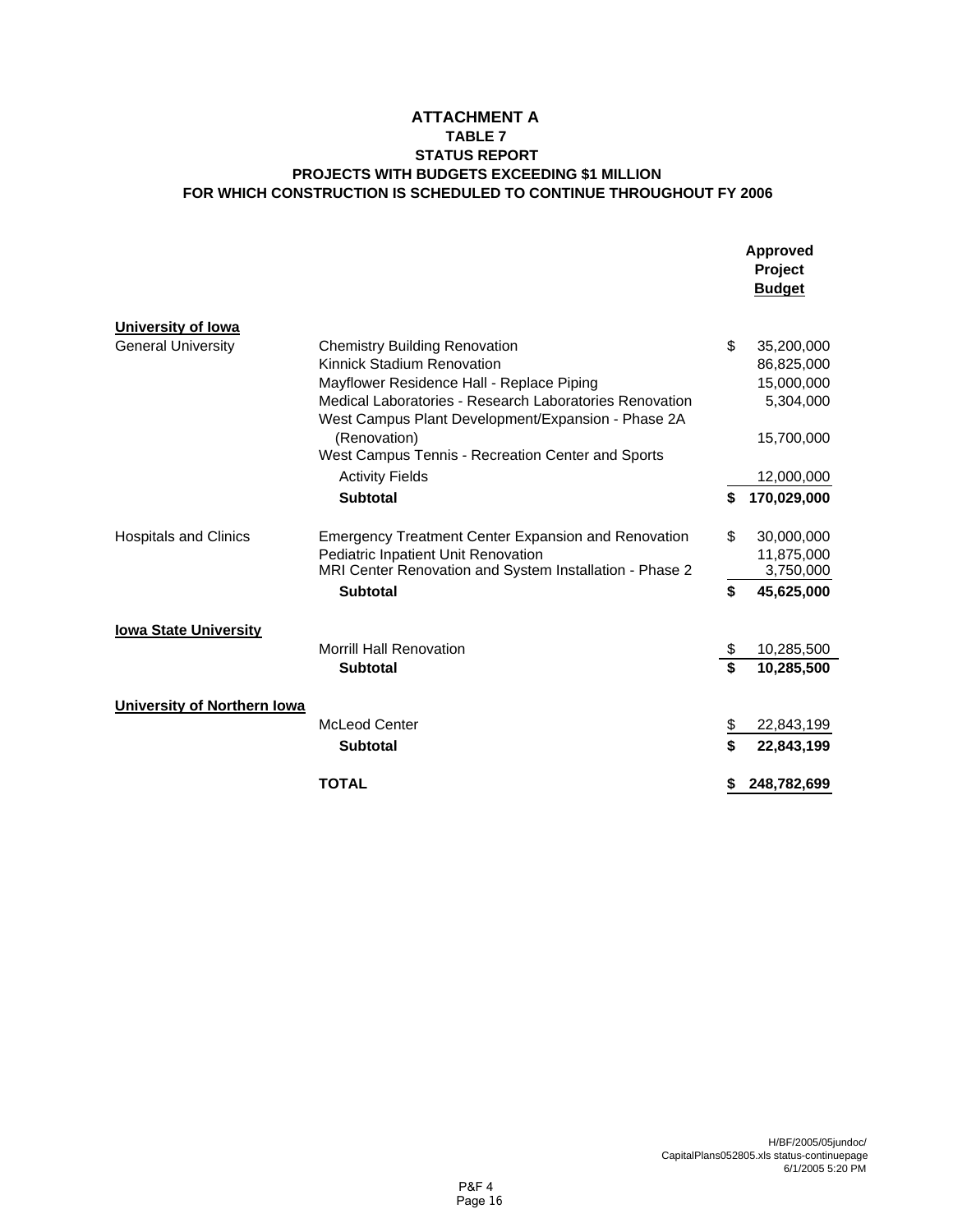# ATTACHMENT A

## TABLE 7

## STATUS REPORT

## PROJECTS WITH BUDGETS EXCEEDING $1 MILLION FOR WHICH CONSTRUCTION IS SCHEDULED TO CONTINUE THROUGHOUT FY 2006

| | | Approved Project Budget |
|---|---|---|
| **University of Iowa** | | |
| General University | Chemistry Building Renovation | $ 35,200,000 |
| | Kinnick Stadium Renovation | 86,825,000 |
| | Mayflower Residence Hall - Replace Piping | 15,000,000 |
| | Medical Laboratories - Research Laboratories Renovation | 5,304,000 |
| | West Campus Plant Development/Expansion - Phase 2A (Renovation) | 15,700,000 |
| | West Campus Tennis - Recreation Center and Sports Activity Fields | 12,000,000 |
| | **Subtotal** | **$ 170,029,000** |
| Hospitals and Clinics | Emergency Treatment Center Expansion and Renovation | $ 30,000,000 |
| | Pediatric Inpatient Unit Renovation | 11,875,000 |
| | MRI Center Renovation and System Installation - Phase 2 | 3,750,000 |
| | **Subtotal** | **$ 45,625,000** |
| **Iowa State University** | | |
| | Morrill Hall Renovation | $ 10,285,500 |
| | **Subtotal** | **$ 10,285,500** |
| **University of Northern Iowa** | | |
| | McLeod Center | $ 22,843,199 |
| | **Subtotal** | **$ 22,843,199** |
| | **TOTAL** | **$ 248,782,699** |

H/BF/2005/05jundoc/
CapitalPlans052805.xls status-continuepage
6/1/2005 5:20 PM

P&F 4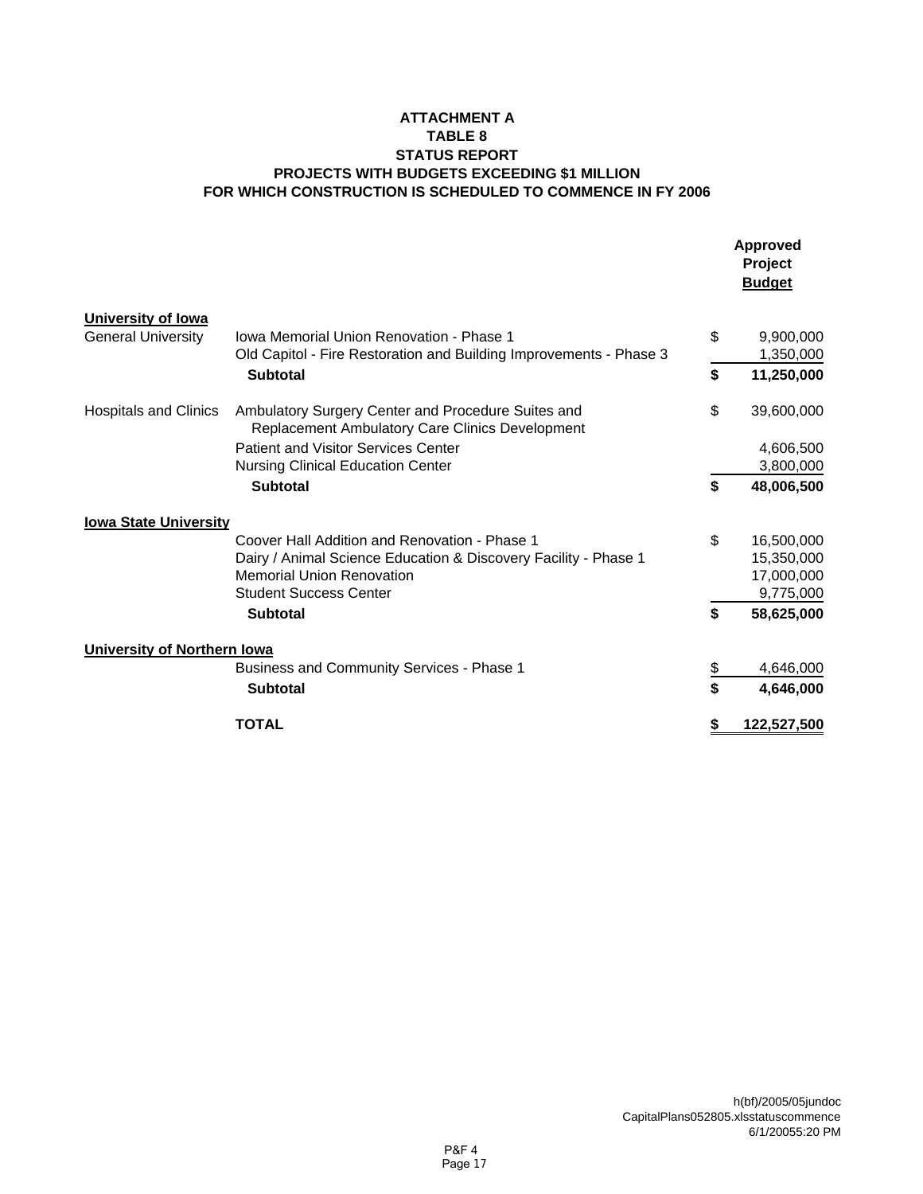**ATTACHMENT A**
**TABLE 8**
**STATUS REPORT**
**PROJECTS WITH BUDGETS EXCEEDING $1 MILLION**
**FOR WHICH CONSTRUCTION IS SCHEDULED TO COMMENCE IN FY 2006**

| | | | Approved Project Budget |
|---|---|---|---|
| **University of Iowa** | | | |
| General University | Iowa Memorial Union Renovation - Phase 1 | $ | 9,900,000 |
| | Old Capitol - Fire Restoration and Building Improvements - Phase 3 | | 1,350,000 |
| | **Subtotal** | **$** | **11,250,000** |
| Hospitals and Clinics | Ambulatory Surgery Center and Procedure Suites and Replacement Ambulatory Care Clinics Development | $ | 39,600,000 |
| | Patient and Visitor Services Center | | 4,606,500 |
| | Nursing Clinical Education Center | | 3,800,000 |
| | **Subtotal** | **$** | **48,006,500** |
| **Iowa State University** | | | |
| | Coover Hall Addition and Renovation - Phase 1 | $ | 16,500,000 |
| | Dairy / Animal Science Education & Discovery Facility - Phase 1 | | 15,350,000 |
| | Memorial Union Renovation | | 17,000,000 |
| | Student Success Center | | 9,775,000 |
| | **Subtotal** | **$** | **58,625,000** |
| **University of Northern Iowa** | | | |
| | Business and Community Services - Phase 1 | $ | 4,646,000 |
| | **Subtotal** | **$** | **4,646,000** |
| | **TOTAL** | **$** | **122,527,500** |

h(bf)/2005/05jundoc
CapitalPlans052805.xlsstatuscommence
6/1/20055:20 PM

P&F 4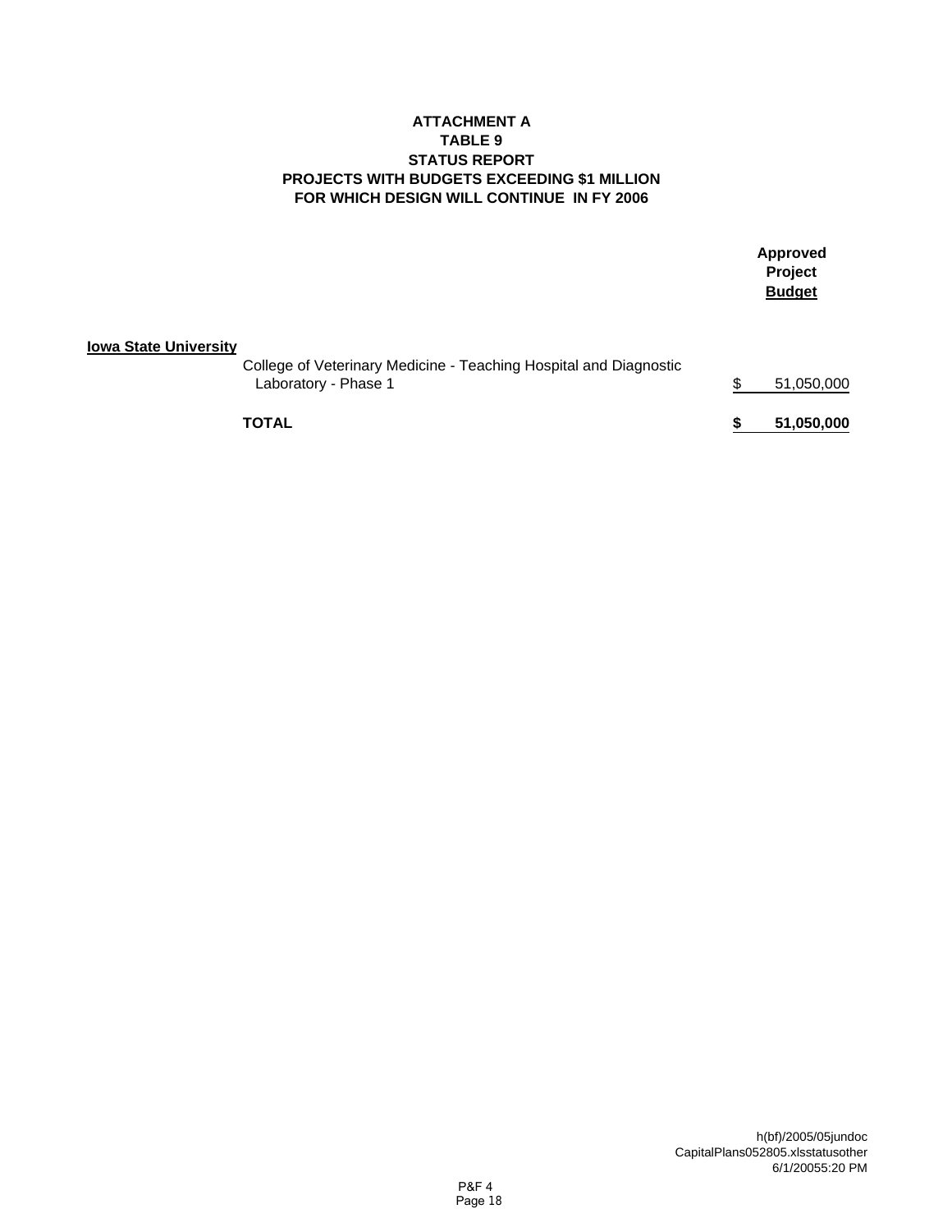# ATTACHMENT A
## TABLE 9
## STATUS REPORT
## PROJECTS WITH BUDGETS EXCEEDING $1 MILLION FOR WHICH DESIGN WILL CONTINUE IN FY 2006

| | | Approved Project Budget |
|---|---|---|
| **Iowa State University** | | |
| | College of Veterinary Medicine - Teaching Hospital and Diagnostic Laboratory - Phase 1 | $ 51,050,000 |
| | **TOTAL** | **$ 51,050,000** |

h(bf)/2005/05jundoc
CapitalPlans052805.xlsstatusother
6/1/20055:20 PM

P&F 4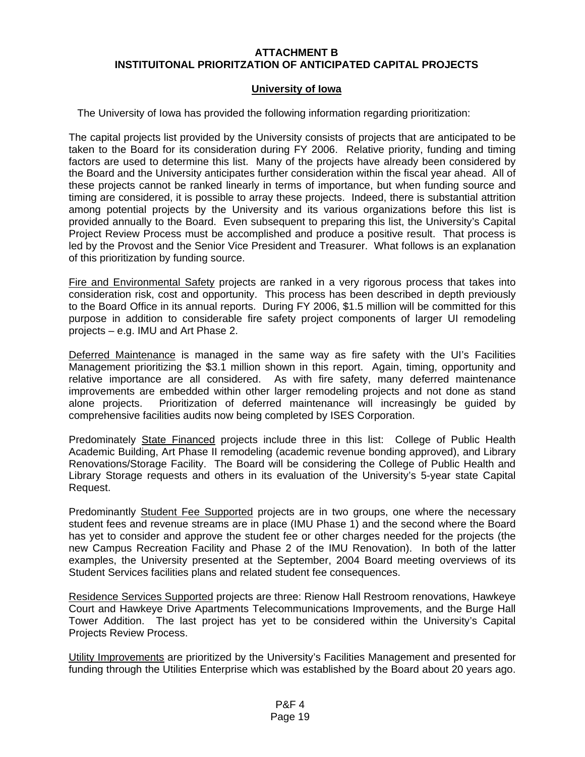**ATTACHMENT B**
**INSTITUITONAL PRIORITZATION OF ANTICIPATED CAPITAL PROJECTS**

**University of Iowa**

The University of Iowa has provided the following information regarding prioritization:

The capital projects list provided by the University consists of projects that are anticipated to be taken to the Board for its consideration during FY 2006. Relative priority, funding and timing factors are used to determine this list. Many of the projects have already been considered by the Board and the University anticipates further consideration within the fiscal year ahead. All of these projects cannot be ranked linearly in terms of importance, but when funding source and timing are considered, it is possible to array these projects. Indeed, there is substantial attrition among potential projects by the University and its various organizations before this list is provided annually to the Board. Even subsequent to preparing this list, the University's Capital Project Review Process must be accomplished and produce a positive result. That process is led by the Provost and the Senior Vice President and Treasurer. What follows is an explanation of this prioritization by funding source.

Fire and Environmental Safety projects are ranked in a very rigorous process that takes into consideration risk, cost and opportunity. This process has been described in depth previously to the Board Office in its annual reports. During FY 2006, $1.5 million will be committed for this purpose in addition to considerable fire safety project components of larger UI remodeling projects – e.g. IMU and Art Phase 2.

Deferred Maintenance is managed in the same way as fire safety with the UI's Facilities Management prioritizing the $3.1 million shown in this report. Again, timing, opportunity and relative importance are all considered. As with fire safety, many deferred maintenance improvements are embedded within other larger remodeling projects and not done as stand alone projects. Prioritization of deferred maintenance will increasingly be guided by comprehensive facilities audits now being completed by ISES Corporation.

Predominately State Financed projects include three in this list: College of Public Health Academic Building, Art Phase II remodeling (academic revenue bonding approved), and Library Renovations/Storage Facility. The Board will be considering the College of Public Health and Library Storage requests and others in its evaluation of the University's 5-year state Capital Request.

Predominantly Student Fee Supported projects are in two groups, one where the necessary student fees and revenue streams are in place (IMU Phase 1) and the second where the Board has yet to consider and approve the student fee or other charges needed for the projects (the new Campus Recreation Facility and Phase 2 of the IMU Renovation). In both of the latter examples, the University presented at the September, 2004 Board meeting overviews of its Student Services facilities plans and related student fee consequences.

Residence Services Supported projects are three: Rienow Hall Restroom renovations, Hawkeye Court and Hawkeye Drive Apartments Telecommunications Improvements, and the Burge Hall Tower Addition. The last project has yet to be considered within the University's Capital Projects Review Process.

Utility Improvements are prioritized by the University's Facilities Management and presented for funding through the Utilities Enterprise which was established by the Board about 20 years ago.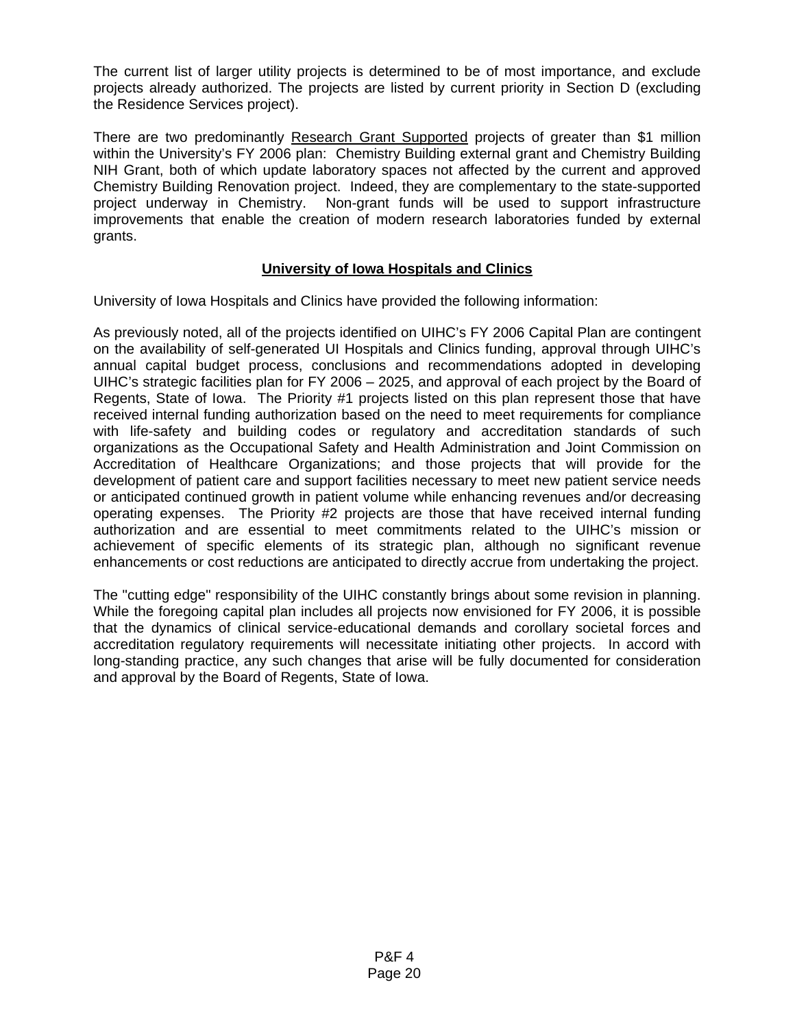The current list of larger utility projects is determined to be of most importance, and exclude projects already authorized. The projects are listed by current priority in Section D (excluding the Residence Services project).

There are two predominantly Research Grant Supported projects of greater than $1 million within the University's FY 2006 plan: Chemistry Building external grant and Chemistry Building NIH Grant, both of which update laboratory spaces not affected by the current and approved Chemistry Building Renovation project. Indeed, they are complementary to the state-supported project underway in Chemistry. Non-grant funds will be used to support infrastructure improvements that enable the creation of modern research laboratories funded by external grants.

## University of Iowa Hospitals and Clinics

University of Iowa Hospitals and Clinics have provided the following information:

As previously noted, all of the projects identified on UIHC's FY 2006 Capital Plan are contingent on the availability of self-generated UI Hospitals and Clinics funding, approval through UIHC's annual capital budget process, conclusions and recommendations adopted in developing UIHC's strategic facilities plan for FY 2006 – 2025, and approval of each project by the Board of Regents, State of Iowa. The Priority #1 projects listed on this plan represent those that have received internal funding authorization based on the need to meet requirements for compliance with life-safety and building codes or regulatory and accreditation standards of such organizations as the Occupational Safety and Health Administration and Joint Commission on Accreditation of Healthcare Organizations; and those projects that will provide for the development of patient care and support facilities necessary to meet new patient service needs or anticipated continued growth in patient volume while enhancing revenues and/or decreasing operating expenses. The Priority #2 projects are those that have received internal funding authorization and are essential to meet commitments related to the UIHC's mission or achievement of specific elements of its strategic plan, although no significant revenue enhancements or cost reductions are anticipated to directly accrue from undertaking the project.

The "cutting edge" responsibility of the UIHC constantly brings about some revision in planning. While the foregoing capital plan includes all projects now envisioned for FY 2006, it is possible that the dynamics of clinical service-educational demands and corollary societal forces and accreditation regulatory requirements will necessitate initiating other projects. In accord with long-standing practice, any such changes that arise will be fully documented for consideration and approval by the Board of Regents, State of Iowa.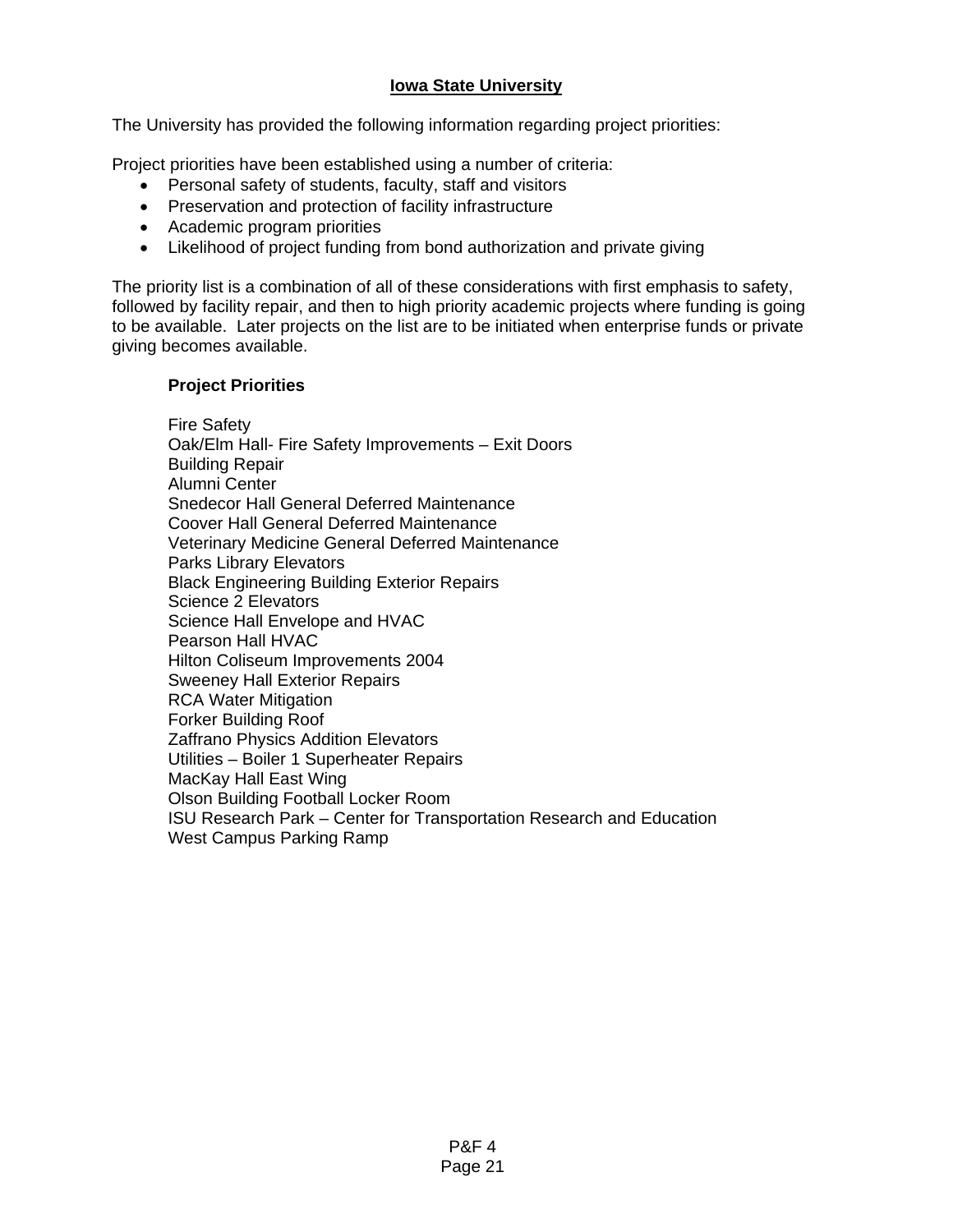## Iowa State University

The University has provided the following information regarding project priorities:

Project priorities have been established using a number of criteria:

- Personal safety of students, faculty, staff and visitors
- Preservation and protection of facility infrastructure
- Academic program priorities
- Likelihood of project funding from bond authorization and private giving

The priority list is a combination of all of these considerations with first emphasis to safety, followed by facility repair, and then to high priority academic projects where funding is going to be available. Later projects on the list are to be initiated when enterprise funds or private giving becomes available.

### Project Priorities

Fire Safety
Oak/Elm Hall- Fire Safety Improvements – Exit Doors
Building Repair
Alumni Center
Snedecor Hall General Deferred Maintenance
Coover Hall General Deferred Maintenance
Veterinary Medicine General Deferred Maintenance
Parks Library Elevators
Black Engineering Building Exterior Repairs
Science 2 Elevators
Science Hall Envelope and HVAC
Pearson Hall HVAC
Hilton Coliseum Improvements 2004
Sweeney Hall Exterior Repairs
RCA Water Mitigation
Forker Building Roof
Zaffrano Physics Addition Elevators
Utilities – Boiler 1 Superheater Repairs
MacKay Hall East Wing
Olson Building Football Locker Room
ISU Research Park – Center for Transportation Research and Education
West Campus Parking Ramp

P&F 4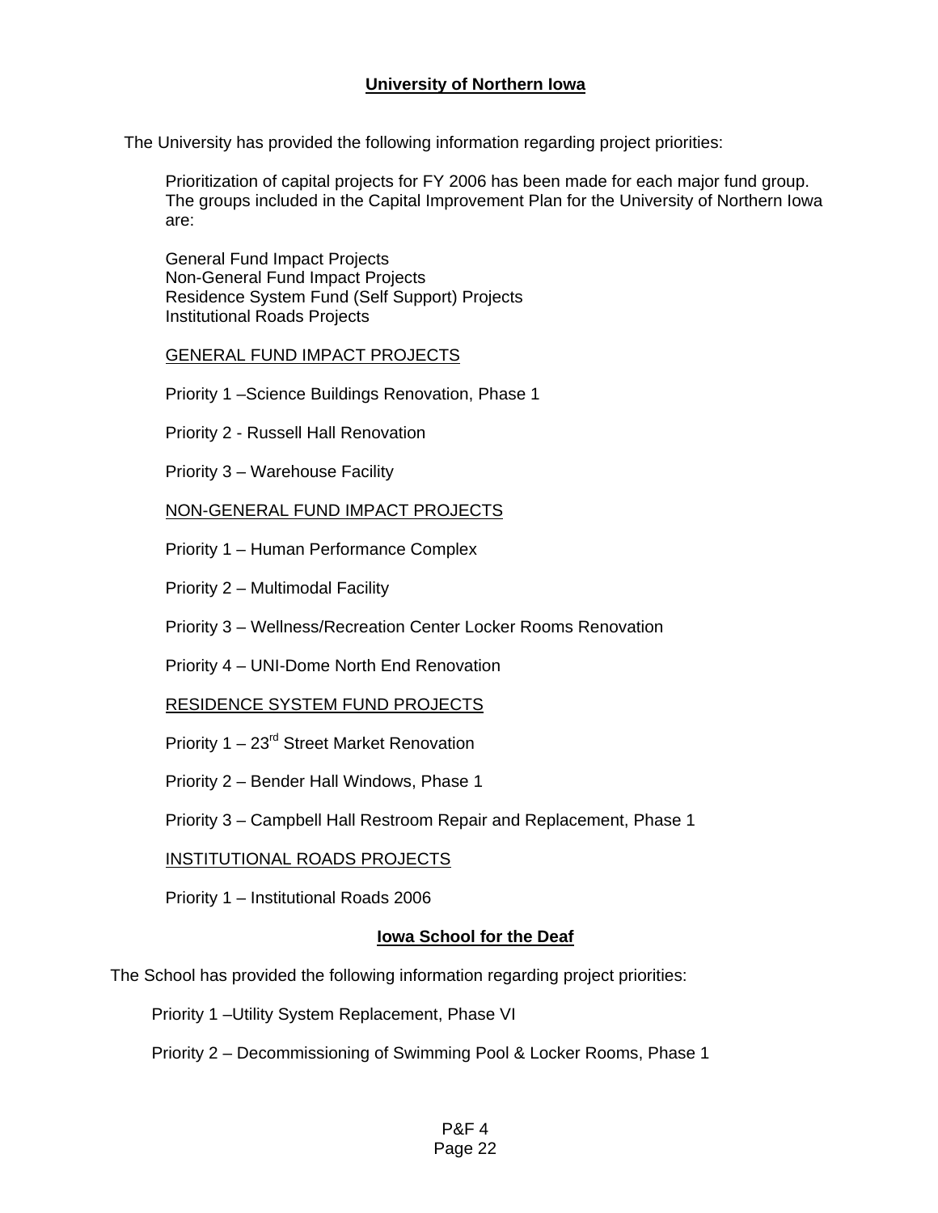## University of Northern Iowa

The University has provided the following information regarding project priorities:

Prioritization of capital projects for FY 2006 has been made for each major fund group. The groups included in the Capital Improvement Plan for the University of Northern Iowa are:

General Fund Impact Projects
Non-General Fund Impact Projects
Residence System Fund (Self Support) Projects
Institutional Roads Projects

GENERAL FUND IMPACT PROJECTS

Priority 1 –Science Buildings Renovation, Phase 1

Priority 2 - Russell Hall Renovation

Priority 3 – Warehouse Facility

NON-GENERAL FUND IMPACT PROJECTS

Priority 1 – Human Performance Complex

Priority 2 – Multimodal Facility

Priority 3 – Wellness/Recreation Center Locker Rooms Renovation

Priority 4 – UNI-Dome North End Renovation

RESIDENCE SYSTEM FUND PROJECTS

Priority 1 – 23rd Street Market Renovation

Priority 2 – Bender Hall Windows, Phase 1

Priority 3 – Campbell Hall Restroom Repair and Replacement, Phase 1

INSTITUTIONAL ROADS PROJECTS

Priority 1 – Institutional Roads 2006

## Iowa School for the Deaf

The School has provided the following information regarding project priorities:

Priority 1 –Utility System Replacement, Phase VI

Priority 2 – Decommissioning of Swimming Pool & Locker Rooms, Phase 1